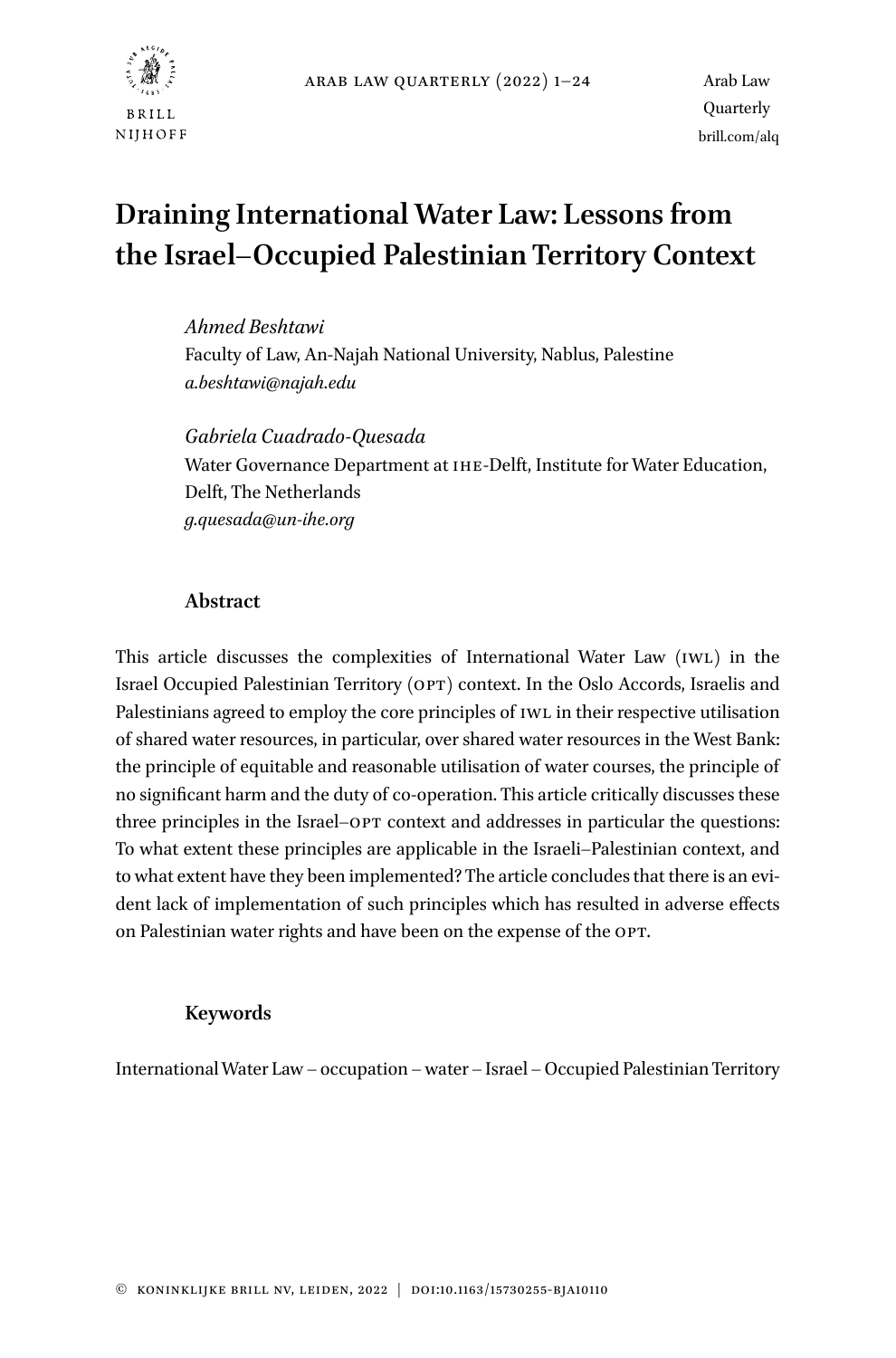# Draining International Water Law: Lessons from the Israel–Occupied Palestinian Territory Context

*Ahmed Beshtawi*
Faculty of Law, An-Najah National University, Nablus, Palestine
*a.beshtawi@najah.edu*

*Gabriela Cuadrado-Quesada*
Water Governance Department at IHE-Delft, Institute for Water Education, Delft, The Netherlands
*g.quesada@un-ihe.org*

## Abstract

This article discusses the complexities of International Water Law (IWL) in the Israel Occupied Palestinian Territory (OPT) context. In the Oslo Accords, Israelis and Palestinians agreed to employ the core principles of IWL in their respective utilisation of shared water resources, in particular, over shared water resources in the West Bank: the principle of equitable and reasonable utilisation of water courses, the principle of no significant harm and the duty of co-operation. This article critically discusses these three principles in the Israel–OPT context and addresses in particular the questions: To what extent these principles are applicable in the Israeli–Palestinian context, and to what extent have they been implemented? The article concludes that there is an evident lack of implementation of such principles which has resulted in adverse effects on Palestinian water rights and have been on the expense of the OPT.

## Keywords

International Water Law – occupation – water – Israel – Occupied Palestinian Territory

© KONINKLIJKE BRILL NV, LEIDEN, 2022 | DOI:10.1163/15730255-BJA10110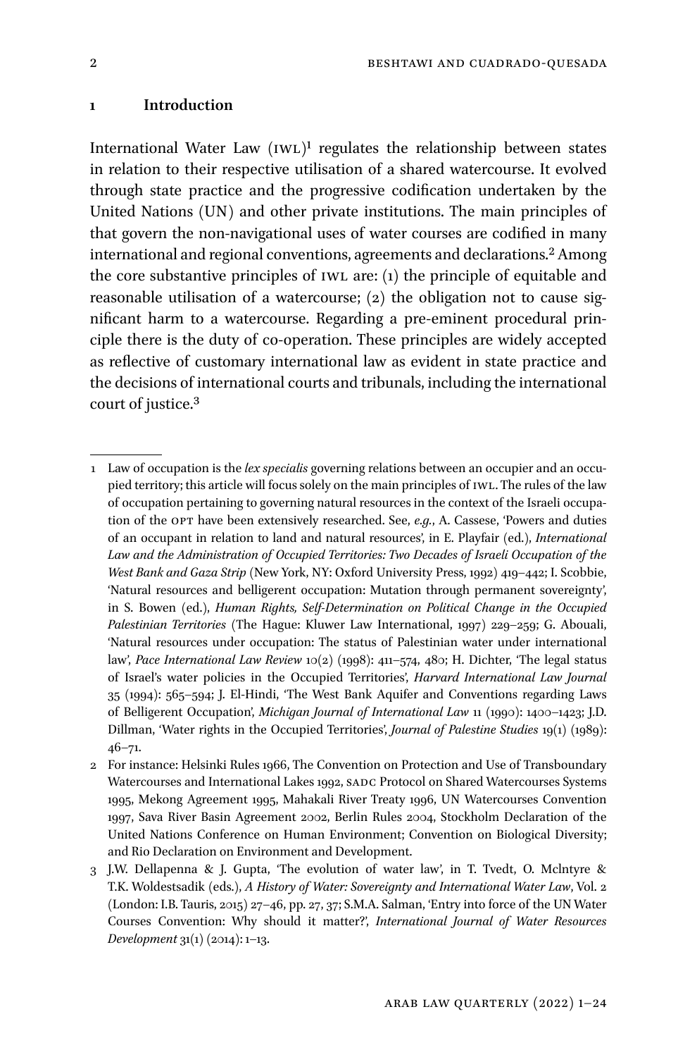## 1 Introduction

International Water Law (IWL)[1] regulates the relationship between states in relation to their respective utilisation of a shared watercourse. It evolved through state practice and the progressive codification undertaken by the United Nations (UN) and other private institutions. The main principles of that govern the non-navigational uses of water courses are codified in many international and regional conventions, agreements and declarations.[2] Among the core substantive principles of IWL are: (1) the principle of equitable and reasonable utilisation of a watercourse; (2) the obligation not to cause significant harm to a watercourse. Regarding a pre-eminent procedural principle there is the duty of co-operation. These principles are widely accepted as reflective of customary international law as evident in state practice and the decisions of international courts and tribunals, including the international court of justice.[3]

---

1 Law of occupation is the *lex specialis* governing relations between an occupier and an occupied territory; this article will focus solely on the main principles of IWL. The rules of the law of occupation pertaining to governing natural resources in the context of the Israeli occupation of the OPT have been extensively researched. See, *e.g.*, A. Cassese, 'Powers and duties of an occupant in relation to land and natural resources', in E. Playfair (ed.), *International Law and the Administration of Occupied Territories: Two Decades of Israeli Occupation of the West Bank and Gaza Strip* (New York, NY: Oxford University Press, 1992) 419–442; I. Scobbie, 'Natural resources and belligerent occupation: Mutation through permanent sovereignty', in S. Bowen (ed.), *Human Rights, Self-Determination on Political Change in the Occupied Palestinian Territories* (The Hague: Kluwer Law International, 1997) 229–259; G. Abouali, 'Natural resources under occupation: The status of Palestinian water under international law', *Pace International Law Review* 10(2) (1998): 411–574, 480; H. Dichter, 'The legal status of Israel's water policies in the Occupied Territories', *Harvard International Law Journal* 35 (1994): 565–594; J. El-Hindi, 'The West Bank Aquifer and Conventions regarding Laws of Belligerent Occupation', *Michigan Journal of International Law* 11 (1990): 1400–1423; J.D. Dillman, 'Water rights in the Occupied Territories', *Journal of Palestine Studies* 19(1) (1989): 46–71.

2 For instance: Helsinki Rules 1966, The Convention on Protection and Use of Transboundary Watercourses and International Lakes 1992, SADC Protocol on Shared Watercourses Systems 1995, Mekong Agreement 1995, Mahakali River Treaty 1996, UN Watercourses Convention 1997, Sava River Basin Agreement 2002, Berlin Rules 2004, Stockholm Declaration of the United Nations Conference on Human Environment; Convention on Biological Diversity; and Rio Declaration on Environment and Development.

3 J.W. Dellapenna & J. Gupta, 'The evolution of water law', in T. Tvedt, O. Mclntyre & T.K. Woldestsadik (eds.), *A History of Water: Sovereignty and International Water Law*, Vol. 2 (London: I.B. Tauris, 2015) 27–46, pp. 27, 37; S.M.A. Salman, 'Entry into force of the UN Water Courses Convention: Why should it matter?', *International Journal of Water Resources Development* 31(1) (2014): 1–13.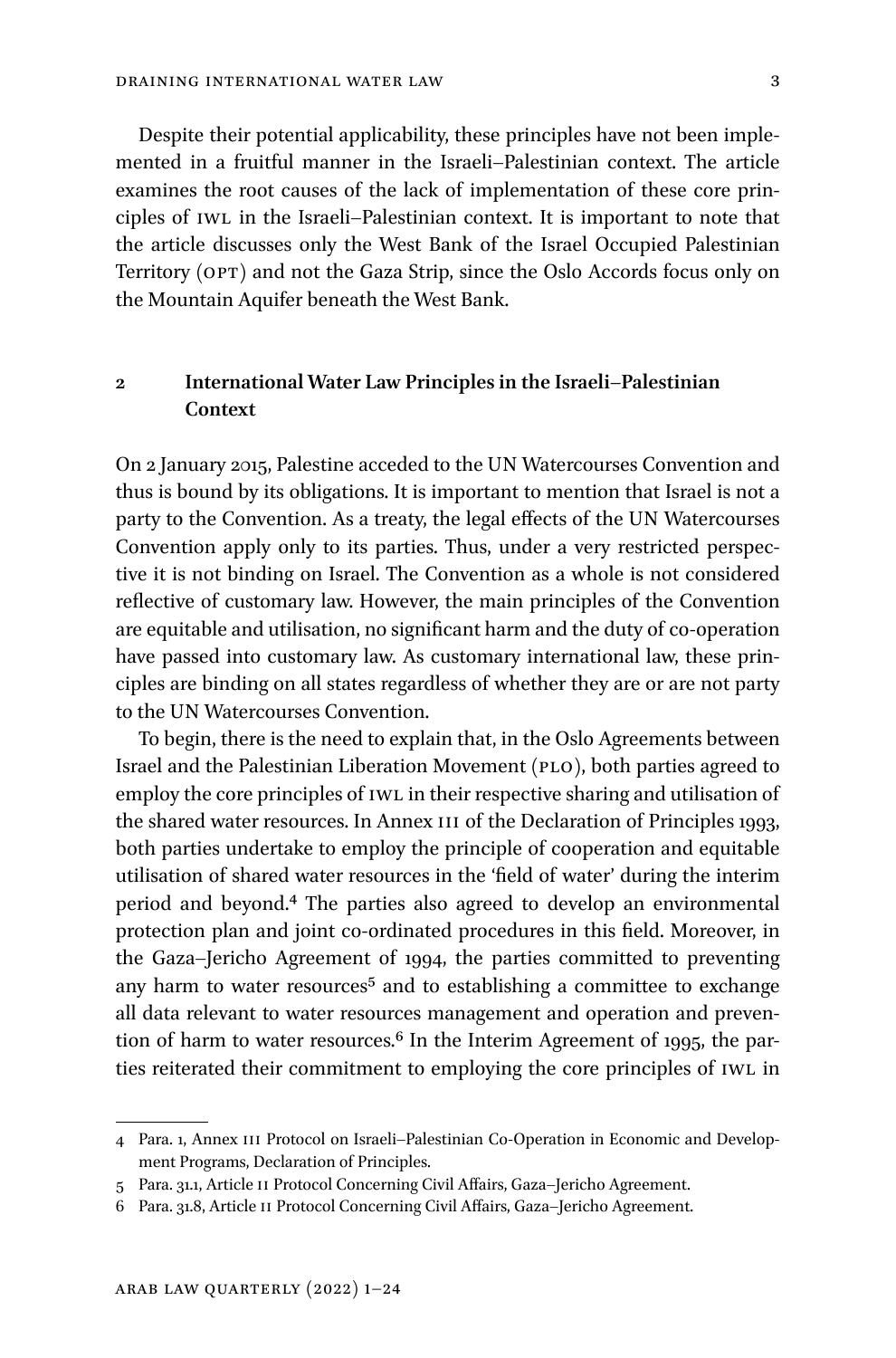Despite their potential applicability, these principles have not been implemented in a fruitful manner in the Israeli–Palestinian context. The article examines the root causes of the lack of implementation of these core principles of IWL in the Israeli–Palestinian context. It is important to note that the article discusses only the West Bank of the Israel Occupied Palestinian Territory (OPT) and not the Gaza Strip, since the Oslo Accords focus only on the Mountain Aquifer beneath the West Bank.

## 2 International Water Law Principles in the Israeli–Palestinian Context

On 2 January 2015, Palestine acceded to the UN Watercourses Convention and thus is bound by its obligations. It is important to mention that Israel is not a party to the Convention. As a treaty, the legal effects of the UN Watercourses Convention apply only to its parties. Thus, under a very restricted perspective it is not binding on Israel. The Convention as a whole is not considered reflective of customary law. However, the main principles of the Convention are equitable and utilisation, no significant harm and the duty of co-operation have passed into customary law. As customary international law, these principles are binding on all states regardless of whether they are or are not party to the UN Watercourses Convention.

To begin, there is the need to explain that, in the Oslo Agreements between Israel and the Palestinian Liberation Movement (PLO), both parties agreed to employ the core principles of IWL in their respective sharing and utilisation of the shared water resources. In Annex III of the Declaration of Principles 1993, both parties undertake to employ the principle of cooperation and equitable utilisation of shared water resources in the 'field of water' during the interim period and beyond.[4] The parties also agreed to develop an environmental protection plan and joint co-ordinated procedures in this field. Moreover, in the Gaza–Jericho Agreement of 1994, the parties committed to preventing any harm to water resources[5] and to establishing a committee to exchange all data relevant to water resources management and operation and prevention of harm to water resources.[6] In the Interim Agreement of 1995, the parties reiterated their commitment to employing the core principles of IWL in

---

4 Para. 1, Annex III Protocol on Israeli–Palestinian Co-Operation in Economic and Development Programs, Declaration of Principles.

5 Para. 31.1, Article II Protocol Concerning Civil Affairs, Gaza–Jericho Agreement.

6 Para. 31.8, Article II Protocol Concerning Civil Affairs, Gaza–Jericho Agreement.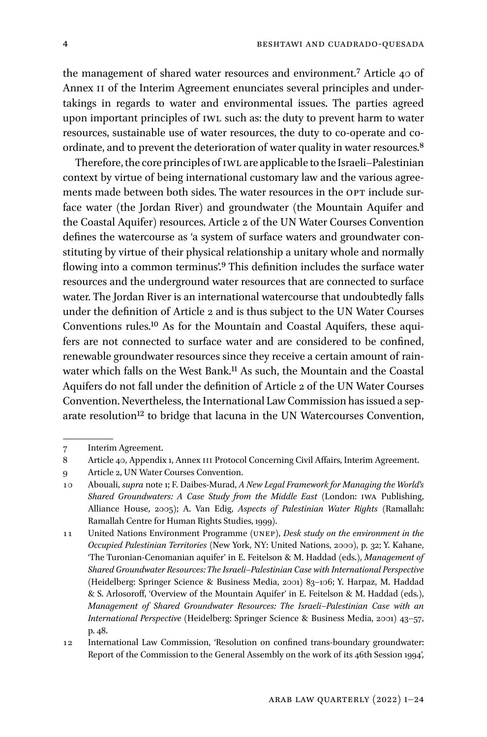the management of shared water resources and environment.[7] Article 40 of Annex II of the Interim Agreement enunciates several principles and undertakings in regards to water and environmental issues. The parties agreed upon important principles of IWL such as: the duty to prevent harm to water resources, sustainable use of water resources, the duty to co-operate and coordinate, and to prevent the deterioration of water quality in water resources.[8]

Therefore, the core principles of IWL are applicable to the Israeli–Palestinian context by virtue of being international customary law and the various agreements made between both sides. The water resources in the OPT include surface water (the Jordan River) and groundwater (the Mountain Aquifer and the Coastal Aquifer) resources. Article 2 of the UN Water Courses Convention defines the watercourse as 'a system of surface waters and groundwater constituting by virtue of their physical relationship a unitary whole and normally flowing into a common terminus'.[9] This definition includes the surface water resources and the underground water resources that are connected to surface water. The Jordan River is an international watercourse that undoubtedly falls under the definition of Article 2 and is thus subject to the UN Water Courses Conventions rules.[10] As for the Mountain and Coastal Aquifers, these aquifers are not connected to surface water and are considered to be confined, renewable groundwater resources since they receive a certain amount of rainwater which falls on the West Bank.[11] As such, the Mountain and the Coastal Aquifers do not fall under the definition of Article 2 of the UN Water Courses Convention. Nevertheless, the International Law Commission has issued a separate resolution[12] to bridge that lacuna in the UN Watercourses Convention,

---

7 Interim Agreement.

8 Article 40, Appendix 1, Annex III Protocol Concerning Civil Affairs, Interim Agreement.

9 Article 2, UN Water Courses Convention.

10 Abouali, *supra* note 1; F. Daibes-Murad, *A New Legal Framework for Managing the World's Shared Groundwaters: A Case Study from the Middle East* (London: IWA Publishing, Alliance House, 2005); A. Van Edig, *Aspects of Palestinian Water Rights* (Ramallah: Ramallah Centre for Human Rights Studies, 1999).

11 United Nations Environment Programme (UNEP), *Desk study on the environment in the Occupied Palestinian Territories* (New York, NY: United Nations, 2000), p. 32; Y. Kahane, 'The Turonian-Cenomanian aquifer' in E. Feitelson & M. Haddad (eds.), *Management of Shared Groundwater Resources: The Israeli–Palestinian Case with International Perspective* (Heidelberg: Springer Science & Business Media, 2001) 83–106; Y. Harpaz, M. Haddad & S. Arlosoroff, 'Overview of the Mountain Aquifer' in E. Feitelson & M. Haddad (eds.), *Management of Shared Groundwater Resources: The Israeli–Palestinian Case with an International Perspective* (Heidelberg: Springer Science & Business Media, 2001) 43–57, p. 48.

12 International Law Commission, 'Resolution on confined trans-boundary groundwater: Report of the Commission to the General Assembly on the work of its 46th Session 1994',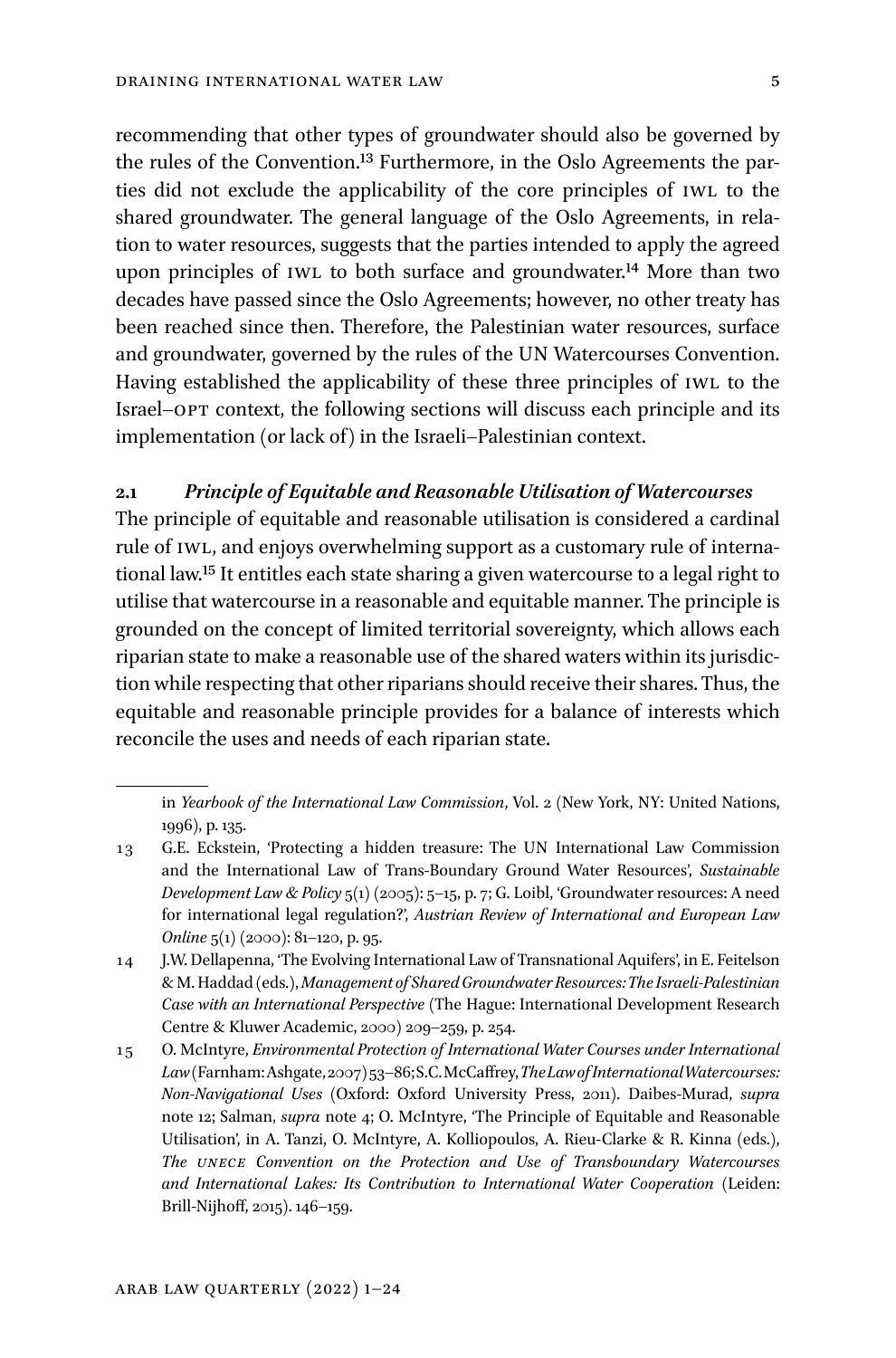recommending that other types of groundwater should also be governed by the rules of the Convention.[13] Furthermore, in the Oslo Agreements the parties did not exclude the applicability of the core principles of IWL to the shared groundwater. The general language of the Oslo Agreements, in relation to water resources, suggests that the parties intended to apply the agreed upon principles of IWL to both surface and groundwater.[14] More than two decades have passed since the Oslo Agreements; however, no other treaty has been reached since then. Therefore, the Palestinian water resources, surface and groundwater, governed by the rules of the UN Watercourses Convention. Having established the applicability of these three principles of IWL to the Israel–OPT context, the following sections will discuss each principle and its implementation (or lack of) in the Israeli–Palestinian context.

### 2.1 *Principle of Equitable and Reasonable Utilisation of Watercourses*

The principle of equitable and reasonable utilisation is considered a cardinal rule of IWL, and enjoys overwhelming support as a customary rule of international law.[15] It entitles each state sharing a given watercourse to a legal right to utilise that watercourse in a reasonable and equitable manner. The principle is grounded on the concept of limited territorial sovereignty, which allows each riparian state to make a reasonable use of the shared waters within its jurisdiction while respecting that other riparians should receive their shares. Thus, the equitable and reasonable principle provides for a balance of interests which reconcile the uses and needs of each riparian state.

---

in *Yearbook of the International Law Commission*, Vol. 2 (New York, NY: United Nations, 1996), p. 135.

13 G.E. Eckstein, 'Protecting a hidden treasure: The UN International Law Commission and the International Law of Trans-Boundary Ground Water Resources', *Sustainable Development Law & Policy* 5(1) (2005): 5–15, p. 7; G. Loibl, 'Groundwater resources: A need for international legal regulation?', *Austrian Review of International and European Law Online* 5(1) (2000): 81–120, p. 95.

14 J.W. Dellapenna, 'The Evolving International Law of Transnational Aquifers', in E. Feitelson & M. Haddad (eds.), *Management of Shared Groundwater Resources: The Israeli-Palestinian Case with an International Perspective* (The Hague: International Development Research Centre & Kluwer Academic, 2000) 209–259, p. 254.

15 O. McIntyre, *Environmental Protection of International Water Courses under International Law* (Farnham: Ashgate, 2007) 53–86; S.C. McCaffrey, *The Law of International Watercourses: Non-Navigational Uses* (Oxford: Oxford University Press, 2011). Daibes-Murad, *supra* note 12; Salman, *supra* note 4; O. McIntyre, 'The Principle of Equitable and Reasonable Utilisation', in A. Tanzi, O. McIntyre, A. Kolliopoulos, A. Rieu-Clarke & R. Kinna (eds.), *The UNECE Convention on the Protection and Use of Transboundary Watercourses and International Lakes: Its Contribution to International Water Cooperation* (Leiden: Brill-Nijhoff, 2015). 146–159.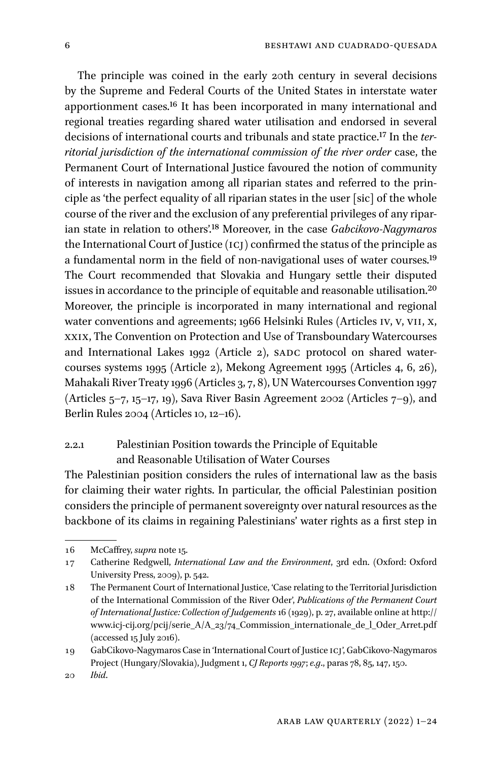The principle was coined in the early 20th century in several decisions by the Supreme and Federal Courts of the United States in interstate water apportionment cases.[16] It has been incorporated in many international and regional treaties regarding shared water utilisation and endorsed in several decisions of international courts and tribunals and state practice.[17] In the *territorial jurisdiction of the international commission of the river order* case, the Permanent Court of International Justice favoured the notion of community of interests in navigation among all riparian states and referred to the principle as 'the perfect equality of all riparian states in the user [sic] of the whole course of the river and the exclusion of any preferential privileges of any riparian state in relation to others'.[18] Moreover, in the case *Gabcikovo-Nagymaros* the International Court of Justice (ICJ) confirmed the status of the principle as a fundamental norm in the field of non-navigational uses of water courses.[19] The Court recommended that Slovakia and Hungary settle their disputed issues in accordance to the principle of equitable and reasonable utilisation.[20] Moreover, the principle is incorporated in many international and regional water conventions and agreements; 1966 Helsinki Rules (Articles IV, V, VII, X, XXIX, The Convention on Protection and Use of Transboundary Watercourses and International Lakes 1992 (Article 2), SADC protocol on shared watercourses systems 1995 (Article 2), Mekong Agreement 1995 (Articles 4, 6, 26), Mahakali River Treaty 1996 (Articles 3, 7, 8), UN Watercourses Convention 1997 (Articles 5–7, 15–17, 19), Sava River Basin Agreement 2002 (Articles 7–9), and Berlin Rules 2004 (Articles 10, 12–16).

### 2.2.1 Palestinian Position towards the Principle of Equitable and Reasonable Utilisation of Water Courses

The Palestinian position considers the rules of international law as the basis for claiming their water rights. In particular, the official Palestinian position considers the principle of permanent sovereignty over natural resources as the backbone of its claims in regaining Palestinians' water rights as a first step in

---

16 McCaffrey, *supra* note 15.

17 Catherine Redgwell, *International Law and the Environment*, 3rd edn. (Oxford: Oxford University Press, 2009), p. 542.

18 The Permanent Court of International Justice, 'Case relating to the Territorial Jurisdiction of the International Commission of the River Oder', *Publications of the Permanent Court of International Justice: Collection of Judgements* 16 (1929), p. 27, available online at http://www.icj-cij.org/pcij/serie_A/A_23/74_Commission_internationale_de_l_Oder_Arret.pdf (accessed 15 July 2016).

19 GabCikovo-Nagymaros Case in 'International Court of Justice ICJ', GabCikovo-Nagymaros Project (Hungary/Slovakia), Judgment 1, *CJ Reports 1997*; *e.g.*, paras 78, 85, 147, 150.

20 *Ibid.*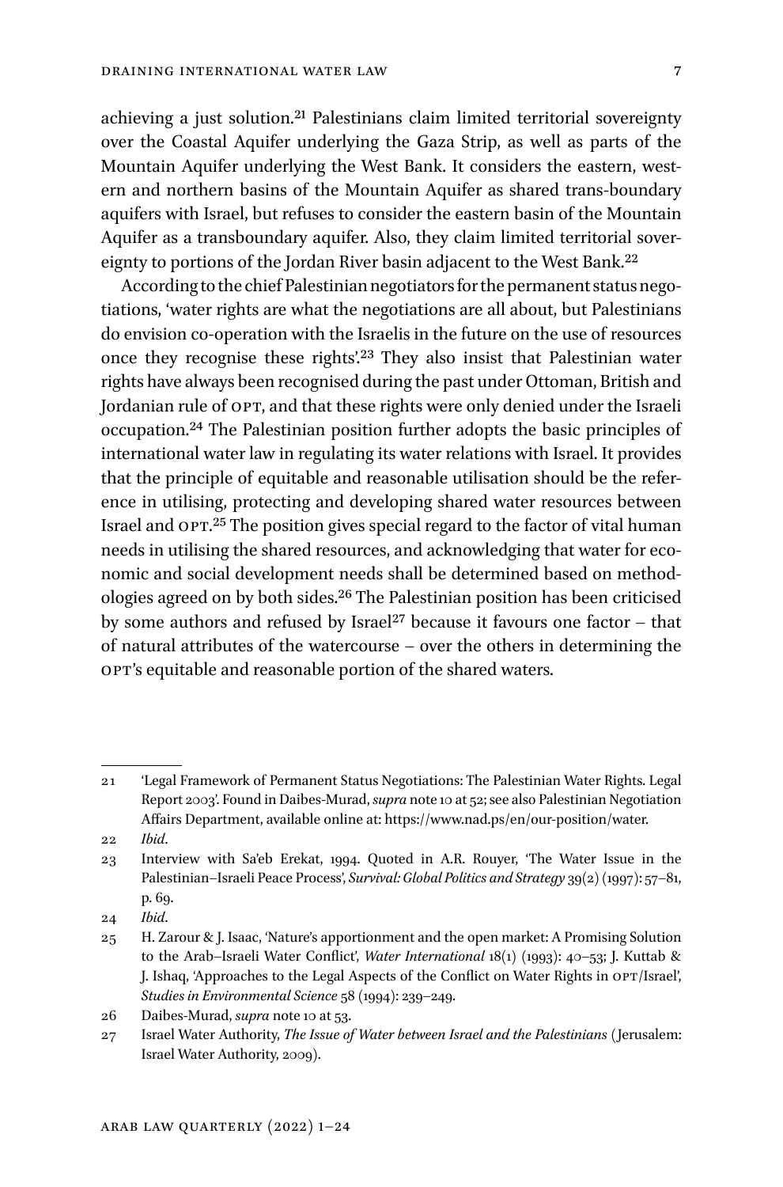achieving a just solution.[21] Palestinians claim limited territorial sovereignty over the Coastal Aquifer underlying the Gaza Strip, as well as parts of the Mountain Aquifer underlying the West Bank. It considers the eastern, western and northern basins of the Mountain Aquifer as shared trans-boundary aquifers with Israel, but refuses to consider the eastern basin of the Mountain Aquifer as a transboundary aquifer. Also, they claim limited territorial sovereignty to portions of the Jordan River basin adjacent to the West Bank.[22]

According to the chief Palestinian negotiators for the permanent status negotiations, 'water rights are what the negotiations are all about, but Palestinians do envision co-operation with the Israelis in the future on the use of resources once they recognise these rights'.[23] They also insist that Palestinian water rights have always been recognised during the past under Ottoman, British and Jordanian rule of OPT, and that these rights were only denied under the Israeli occupation.[24] The Palestinian position further adopts the basic principles of international water law in regulating its water relations with Israel. It provides that the principle of equitable and reasonable utilisation should be the reference in utilising, protecting and developing shared water resources between Israel and OPT.[25] The position gives special regard to the factor of vital human needs in utilising the shared resources, and acknowledging that water for economic and social development needs shall be determined based on methodologies agreed on by both sides.[26] The Palestinian position has been criticised by some authors and refused by Israel[27] because it favours one factor – that of natural attributes of the watercourse – over the others in determining the OPT's equitable and reasonable portion of the shared waters.

---

21 'Legal Framework of Permanent Status Negotiations: The Palestinian Water Rights. Legal Report 2003'. Found in Daibes-Murad, *supra* note 10 at 52; see also Palestinian Negotiation Affairs Department, available online at: https://www.nad.ps/en/our-position/water.

22 *Ibid*.

23 Interview with Sa'eb Erekat, 1994. Quoted in A.R. Rouyer, 'The Water Issue in the Palestinian–Israeli Peace Process', *Survival: Global Politics and Strategy* 39(2) (1997): 57–81, p. 69.

24 *Ibid*.

25 H. Zarour & J. Isaac, 'Nature's apportionment and the open market: A Promising Solution to the Arab–Israeli Water Conflict', *Water International* 18(1) (1993): 40–53; J. Kuttab & J. Ishaq, 'Approaches to the Legal Aspects of the Conflict on Water Rights in OPT/Israel', *Studies in Environmental Science* 58 (1994): 239–249.

26 Daibes-Murad, *supra* note 10 at 53.

27 Israel Water Authority, *The Issue of Water between Israel and the Palestinians* (Jerusalem: Israel Water Authority, 2009).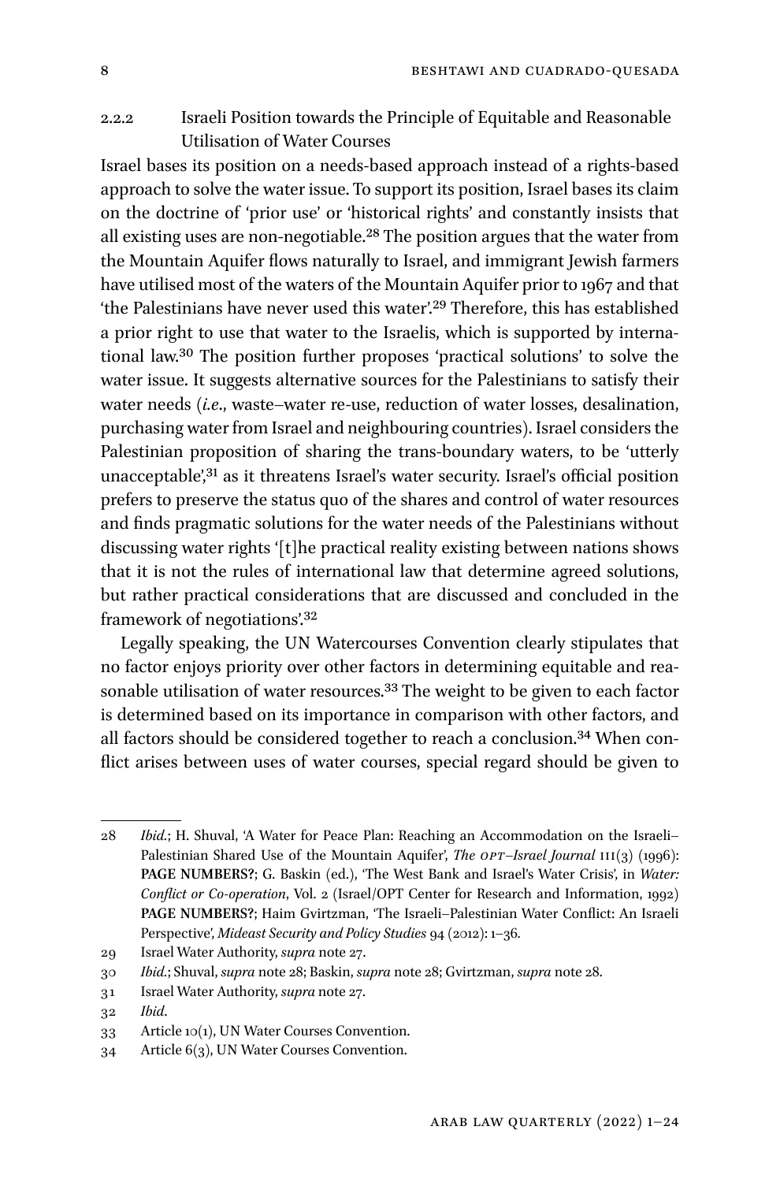### 2.2.2 Israeli Position towards the Principle of Equitable and Reasonable Utilisation of Water Courses

Israel bases its position on a needs-based approach instead of a rights-based approach to solve the water issue. To support its position, Israel bases its claim on the doctrine of 'prior use' or 'historical rights' and constantly insists that all existing uses are non-negotiable.[28] The position argues that the water from the Mountain Aquifer flows naturally to Israel, and immigrant Jewish farmers have utilised most of the waters of the Mountain Aquifer prior to 1967 and that 'the Palestinians have never used this water'.[29] Therefore, this has established a prior right to use that water to the Israelis, which is supported by international law.[30] The position further proposes 'practical solutions' to solve the water issue. It suggests alternative sources for the Palestinians to satisfy their water needs (*i.e*., waste–water re-use, reduction of water losses, desalination, purchasing water from Israel and neighbouring countries). Israel considers the Palestinian proposition of sharing the trans-boundary waters, to be 'utterly unacceptable',[31] as it threatens Israel's water security. Israel's official position prefers to preserve the status quo of the shares and control of water resources and finds pragmatic solutions for the water needs of the Palestinians without discussing water rights '[t]he practical reality existing between nations shows that it is not the rules of international law that determine agreed solutions, but rather practical considerations that are discussed and concluded in the framework of negotiations'.[32]

Legally speaking, the UN Watercourses Convention clearly stipulates that no factor enjoys priority over other factors in determining equitable and reasonable utilisation of water resources.[33] The weight to be given to each factor is determined based on its importance in comparison with other factors, and all factors should be considered together to reach a conclusion.[34] When conflict arises between uses of water courses, special regard should be given to

---

28 *Ibid.*; H. Shuval, 'A Water for Peace Plan: Reaching an Accommodation on the Israeli–Palestinian Shared Use of the Mountain Aquifer', *The OPT–Israel Journal* III(3) (1996): **PAGE NUMBERS?**; G. Baskin (ed.), 'The West Bank and Israel's Water Crisis', in *Water: Conflict or Co-operation*, Vol. 2 (Israel/OPT Center for Research and Information, 1992) **PAGE NUMBERS?**; Haim Gvirtzman, 'The Israeli–Palestinian Water Conflict: An Israeli Perspective', *Mideast Security and Policy Studies* 94 (2012): 1–36.

29 Israel Water Authority, *supra* note 27.

30 *Ibid.*; Shuval, *supra* note 28; Baskin, *supra* note 28; Gvirtzman, *supra* note 28.

31 Israel Water Authority, *supra* note 27.

32 *Ibid.*

33 Article 10(1), UN Water Courses Convention.

34 Article 6(3), UN Water Courses Convention.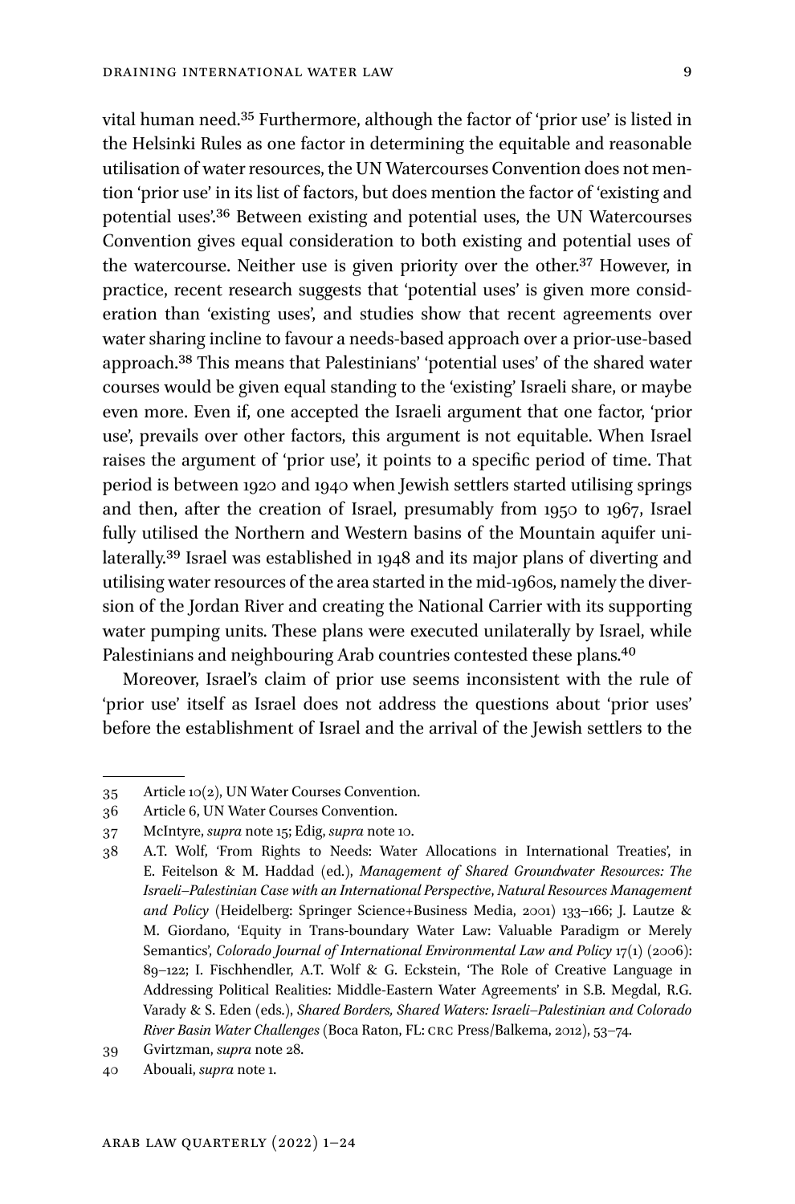vital human need.[35] Furthermore, although the factor of 'prior use' is listed in the Helsinki Rules as one factor in determining the equitable and reasonable utilisation of water resources, the UN Watercourses Convention does not mention 'prior use' in its list of factors, but does mention the factor of 'existing and potential uses'.[36] Between existing and potential uses, the UN Watercourses Convention gives equal consideration to both existing and potential uses of the watercourse. Neither use is given priority over the other.[37] However, in practice, recent research suggests that 'potential uses' is given more consideration than 'existing uses', and studies show that recent agreements over water sharing incline to favour a needs-based approach over a prior-use-based approach.[38] This means that Palestinians' 'potential uses' of the shared water courses would be given equal standing to the 'existing' Israeli share, or maybe even more. Even if, one accepted the Israeli argument that one factor, 'prior use', prevails over other factors, this argument is not equitable. When Israel raises the argument of 'prior use', it points to a specific period of time. That period is between 1920 and 1940 when Jewish settlers started utilising springs and then, after the creation of Israel, presumably from 1950 to 1967, Israel fully utilised the Northern and Western basins of the Mountain aquifer unilaterally.[39] Israel was established in 1948 and its major plans of diverting and utilising water resources of the area started in the mid-1960s, namely the diversion of the Jordan River and creating the National Carrier with its supporting water pumping units. These plans were executed unilaterally by Israel, while Palestinians and neighbouring Arab countries contested these plans.[40]

Moreover, Israel's claim of prior use seems inconsistent with the rule of 'prior use' itself as Israel does not address the questions about 'prior uses' before the establishment of Israel and the arrival of the Jewish settlers to the

---

35 Article 10(2), UN Water Courses Convention.

36 Article 6, UN Water Courses Convention.

37 McIntyre, *supra* note 15; Edig, *supra* note 10.

38 A.T. Wolf, 'From Rights to Needs: Water Allocations in International Treaties', in E. Feitelson & M. Haddad (ed.), *Management of Shared Groundwater Resources: The Israeli–Palestinian Case with an International Perspective*, *Natural Resources Management and Policy* (Heidelberg: Springer Science+Business Media, 2001) 133–166; J. Lautze & M. Giordano, 'Equity in Trans-boundary Water Law: Valuable Paradigm or Merely Semantics', *Colorado Journal of International Environmental Law and Policy* 17(1) (2006): 89–122; I. Fischhendler, A.T. Wolf & G. Eckstein, 'The Role of Creative Language in Addressing Political Realities: Middle-Eastern Water Agreements' in S.B. Megdal, R.G. Varady & S. Eden (eds.), *Shared Borders, Shared Waters: Israeli–Palestinian and Colorado River Basin Water Challenges* (Boca Raton, FL: CRC Press/Balkema, 2012), 53–74.

39 Gvirtzman, *supra* note 28.

40 Abouali, *supra* note 1.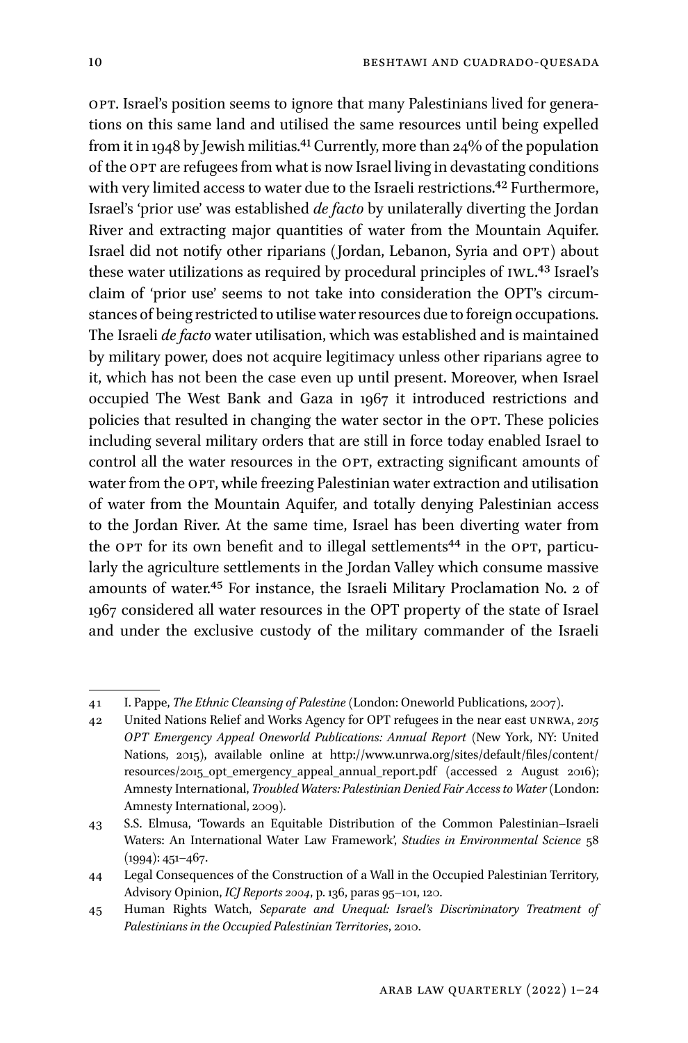OPT. Israel's position seems to ignore that many Palestinians lived for generations on this same land and utilised the same resources until being expelled from it in 1948 by Jewish militias.[41] Currently, more than 24% of the population of the OPT are refugees from what is now Israel living in devastating conditions with very limited access to water due to the Israeli restrictions.[42] Furthermore, Israel's 'prior use' was established *de facto* by unilaterally diverting the Jordan River and extracting major quantities of water from the Mountain Aquifer. Israel did not notify other riparians (Jordan, Lebanon, Syria and OPT) about these water utilizations as required by procedural principles of IWL.[43] Israel's claim of 'prior use' seems to not take into consideration the OPT's circumstances of being restricted to utilise water resources due to foreign occupations. The Israeli *de facto* water utilisation, which was established and is maintained by military power, does not acquire legitimacy unless other riparians agree to it, which has not been the case even up until present. Moreover, when Israel occupied The West Bank and Gaza in 1967 it introduced restrictions and policies that resulted in changing the water sector in the OPT. These policies including several military orders that are still in force today enabled Israel to control all the water resources in the OPT, extracting significant amounts of water from the OPT, while freezing Palestinian water extraction and utilisation of water from the Mountain Aquifer, and totally denying Palestinian access to the Jordan River. At the same time, Israel has been diverting water from the OPT for its own benefit and to illegal settlements[44] in the OPT, particularly the agriculture settlements in the Jordan Valley which consume massive amounts of water.[45] For instance, the Israeli Military Proclamation No. 2 of 1967 considered all water resources in the OPT property of the state of Israel and under the exclusive custody of the military commander of the Israeli

---

41 I. Pappe, *The Ethnic Cleansing of Palestine* (London: Oneworld Publications, 2007).

42 United Nations Relief and Works Agency for OPT refugees in the near east UNRWA, *2015 OPT Emergency Appeal Oneworld Publications: Annual Report* (New York, NY: United Nations, 2015), available online at http://www.unrwa.org/sites/default/files/content/resources/2015_opt_emergency_appeal_annual_report.pdf (accessed 2 August 2016); Amnesty International, *Troubled Waters: Palestinian Denied Fair Access to Water* (London: Amnesty International, 2009).

43 S.S. Elmusa, 'Towards an Equitable Distribution of the Common Palestinian–Israeli Waters: An International Water Law Framework', *Studies in Environmental Science* 58 (1994): 451–467.

44 Legal Consequences of the Construction of a Wall in the Occupied Palestinian Territory, Advisory Opinion, *ICJ Reports 2004*, p. 136, paras 95–101, 120.

45 Human Rights Watch, *Separate and Unequal: Israel's Discriminatory Treatment of Palestinians in the Occupied Palestinian Territories*, 2010.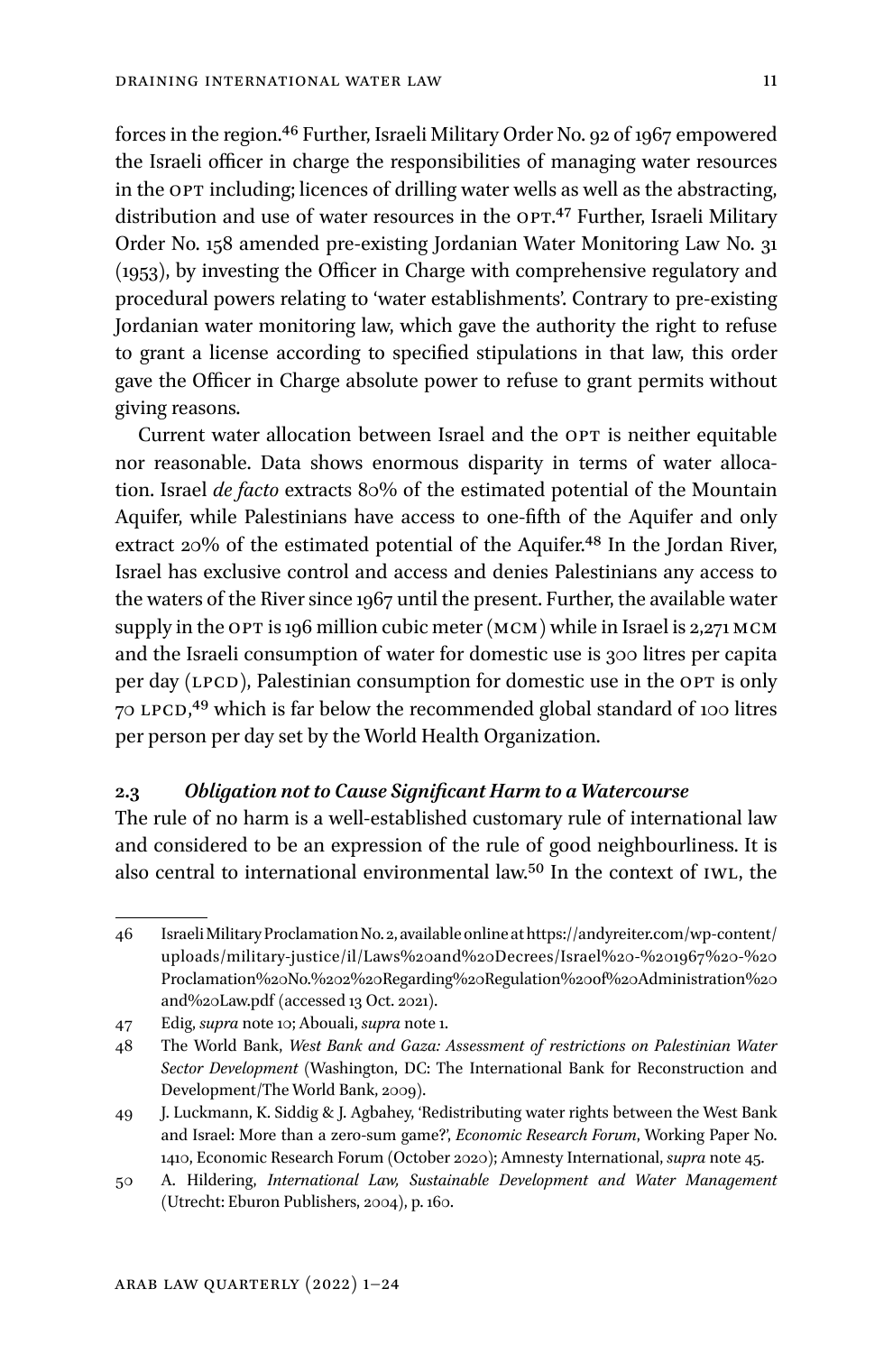forces in the region.[46] Further, Israeli Military Order No. 92 of 1967 empowered the Israeli officer in charge the responsibilities of managing water resources in the OPT including; licences of drilling water wells as well as the abstracting, distribution and use of water resources in the OPT.[47] Further, Israeli Military Order No. 158 amended pre-existing Jordanian Water Monitoring Law No. 31 (1953), by investing the Officer in Charge with comprehensive regulatory and procedural powers relating to 'water establishments'. Contrary to pre-existing Jordanian water monitoring law, which gave the authority the right to refuse to grant a license according to specified stipulations in that law, this order gave the Officer in Charge absolute power to refuse to grant permits without giving reasons.

Current water allocation between Israel and the OPT is neither equitable nor reasonable. Data shows enormous disparity in terms of water allocation. Israel *de facto* extracts 80% of the estimated potential of the Mountain Aquifer, while Palestinians have access to one-fifth of the Aquifer and only extract 20% of the estimated potential of the Aquifer.[48] In the Jordan River, Israel has exclusive control and access and denies Palestinians any access to the waters of the River since 1967 until the present. Further, the available water supply in the OPT is 196 million cubic meter (MCM) while in Israel is 2,271 MCM and the Israeli consumption of water for domestic use is 300 litres per capita per day (LPCD), Palestinian consumption for domestic use in the OPT is only 70 LPCD,[49] which is far below the recommended global standard of 100 litres per person per day set by the World Health Organization.

### 2.3 *Obligation not to Cause Significant Harm to a Watercourse*

The rule of no harm is a well-established customary rule of international law and considered to be an expression of the rule of good neighbourliness. It is also central to international environmental law.[50] In the context of IWL, the

---

46 Israeli Military Proclamation No. 2, available online at https://andyreiter.com/wp-content/uploads/military-justice/il/Laws%20and%20Decrees/Israel%20-%201967%20-%20Proclamation%20No.%202%20Regarding%20Regulation%20of%20Administration%20and%20Law.pdf (accessed 13 Oct. 2021).

47 Edig, *supra* note 10; Abouali, *supra* note 1.

48 The World Bank, *West Bank and Gaza: Assessment of restrictions on Palestinian Water Sector Development* (Washington, DC: The International Bank for Reconstruction and Development/The World Bank, 2009).

49 J. Luckmann, K. Siddig & J. Agbahey, 'Redistributing water rights between the West Bank and Israel: More than a zero-sum game?', *Economic Research Forum*, Working Paper No. 1410, Economic Research Forum (October 2020); Amnesty International, *supra* note 45.

50 A. Hildering, *International Law, Sustainable Development and Water Management* (Utrecht: Eburon Publishers, 2004), p. 160.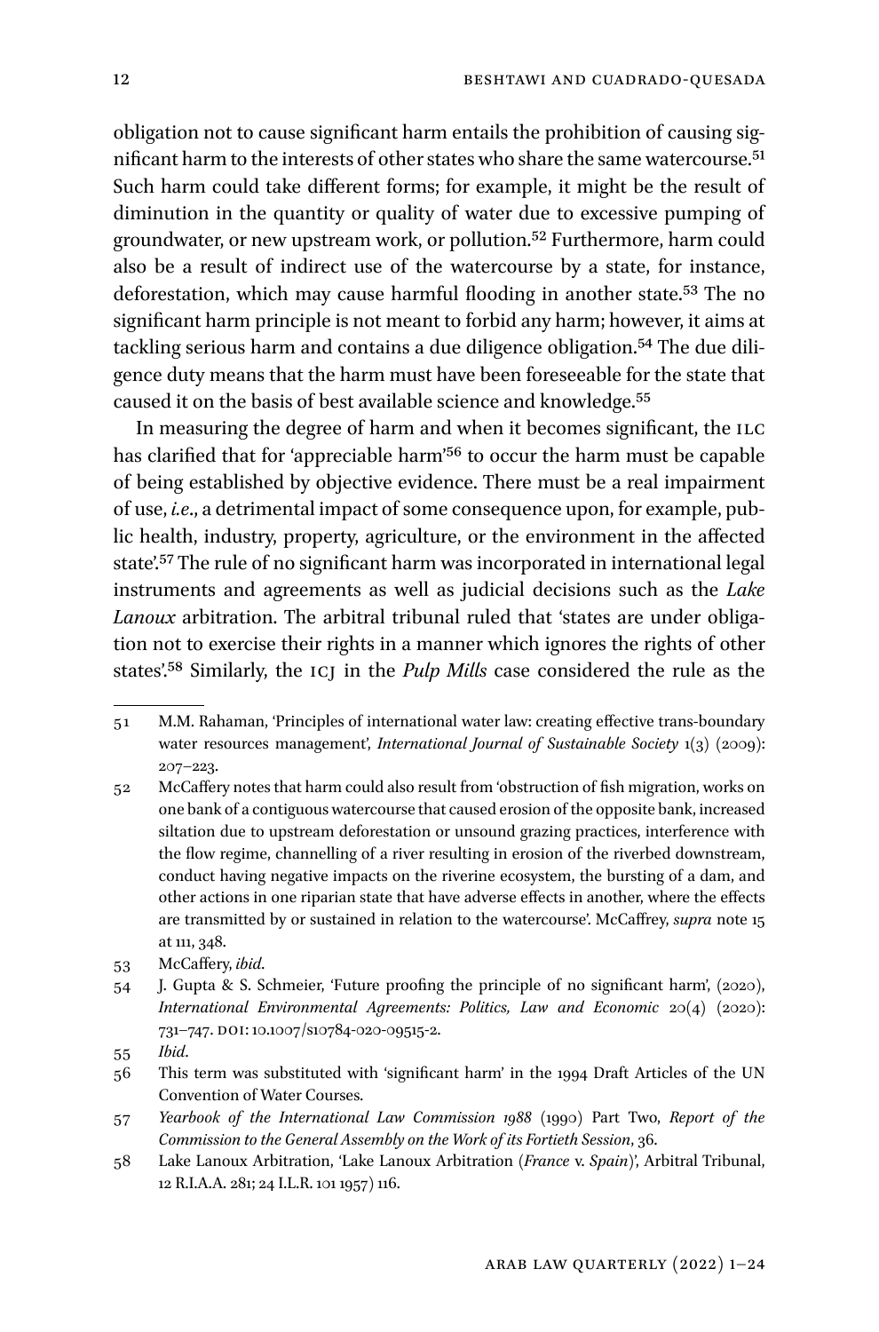obligation not to cause significant harm entails the prohibition of causing significant harm to the interests of other states who share the same watercourse.[51] Such harm could take different forms; for example, it might be the result of diminution in the quantity or quality of water due to excessive pumping of groundwater, or new upstream work, or pollution.[52] Furthermore, harm could also be a result of indirect use of the watercourse by a state, for instance, deforestation, which may cause harmful flooding in another state.[53] The no significant harm principle is not meant to forbid any harm; however, it aims at tackling serious harm and contains a due diligence obligation.[54] The due diligence duty means that the harm must have been foreseeable for the state that caused it on the basis of best available science and knowledge.[55]

In measuring the degree of harm and when it becomes significant, the ILC has clarified that for 'appreciable harm'[56] to occur the harm must be capable of being established by objective evidence. There must be a real impairment of use, *i.e.*, a detrimental impact of some consequence upon, for example, public health, industry, property, agriculture, or the environment in the affected state'.[57] The rule of no significant harm was incorporated in international legal instruments and agreements as well as judicial decisions such as the *Lake Lanoux* arbitration. The arbitral tribunal ruled that 'states are under obligation not to exercise their rights in a manner which ignores the rights of other states'.[58] Similarly, the ICJ in the *Pulp Mills* case considered the rule as the

---

51 M.M. Rahaman, 'Principles of international water law: creating effective trans-boundary water resources management', *International Journal of Sustainable Society* 1(3) (2009): 207–223.

52 McCaffery notes that harm could also result from 'obstruction of fish migration, works on one bank of a contiguous watercourse that caused erosion of the opposite bank, increased siltation due to upstream deforestation or unsound grazing practices, interference with the flow regime, channelling of a river resulting in erosion of the riverbed downstream, conduct having negative impacts on the riverine ecosystem, the bursting of a dam, and other actions in one riparian state that have adverse effects in another, where the effects are transmitted by or sustained in relation to the watercourse'. McCaffrey, *supra* note 15 at 111, 348.

53 McCaffery, *ibid.*

54 J. Gupta & S. Schmeier, 'Future proofing the principle of no significant harm', (2020), *International Environmental Agreements: Politics, Law and Economic* 20(4) (2020): 731–747. DOI: 10.1007/s10784-020-09515-2.

55 *Ibid.*

56 This term was substituted with 'significant harm' in the 1994 Draft Articles of the UN Convention of Water Courses.

57 *Yearbook of the International Law Commission 1988* (1990) Part Two, *Report of the Commission to the General Assembly on the Work of its Fortieth Session*, 36.

58 Lake Lanoux Arbitration, 'Lake Lanoux Arbitration (*France* v. *Spain*)', Arbitral Tribunal, 12 R.I.A.A. 281; 24 I.L.R. 101 1957) 116.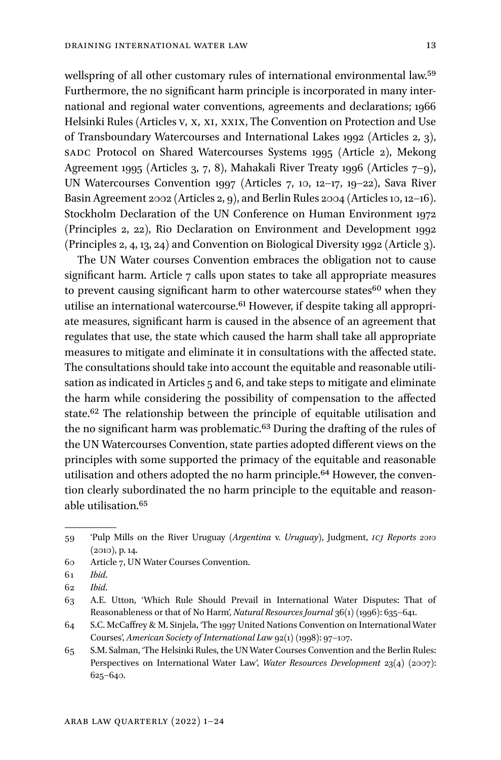wellspring of all other customary rules of international environmental law.[59] Furthermore, the no significant harm principle is incorporated in many international and regional water conventions, agreements and declarations; 1966 Helsinki Rules (Articles V, X, XI, XXIX, The Convention on Protection and Use of Transboundary Watercourses and International Lakes 1992 (Articles 2, 3), SADC Protocol on Shared Watercourses Systems 1995 (Article 2), Mekong Agreement 1995 (Articles 3, 7, 8), Mahakali River Treaty 1996 (Articles 7–9), UN Watercourses Convention 1997 (Articles 7, 10, 12–17, 19–22), Sava River Basin Agreement 2002 (Articles 2, 9), and Berlin Rules 2004 (Articles 10, 12–16). Stockholm Declaration of the UN Conference on Human Environment 1972 (Principles 2, 22), Rio Declaration on Environment and Development 1992 (Principles 2, 4, 13, 24) and Convention on Biological Diversity 1992 (Article 3).

The UN Water courses Convention embraces the obligation not to cause significant harm. Article 7 calls upon states to take all appropriate measures to prevent causing significant harm to other watercourse states[60] when they utilise an international watercourse.[61] However, if despite taking all appropriate measures, significant harm is caused in the absence of an agreement that regulates that use, the state which caused the harm shall take all appropriate measures to mitigate and eliminate it in consultations with the affected state. The consultations should take into account the equitable and reasonable utilisation as indicated in Articles 5 and 6, and take steps to mitigate and eliminate the harm while considering the possibility of compensation to the affected state.[62] The relationship between the principle of equitable utilisation and the no significant harm was problematic.[63] During the drafting of the rules of the UN Watercourses Convention, state parties adopted different views on the principles with some supported the primacy of the equitable and reasonable utilisation and others adopted the no harm principle.[64] However, the convention clearly subordinated the no harm principle to the equitable and reasonable utilisation.[65]

---

59 'Pulp Mills on the River Uruguay (*Argentina* v. *Uruguay*), Judgment, *ICJ Reports 2010* (2010), p. 14.

60 Article 7, UN Water Courses Convention.

61 *Ibid*.

62 *Ibid*.

63 A.E. Utton, 'Which Rule Should Prevail in International Water Disputes: That of Reasonableness or that of No Harm', *Natural Resources Journal* 36(1) (1996): 635–641.

64 S.C. McCaffrey & M. Sinjela, 'The 1997 United Nations Convention on International Water Courses', *American Society of International Law* 92(1) (1998): 97–107.

65 S.M. Salman, 'The Helsinki Rules, the UN Water Courses Convention and the Berlin Rules: Perspectives on International Water Law', *Water Resources Development* 23(4) (2007): 625–640.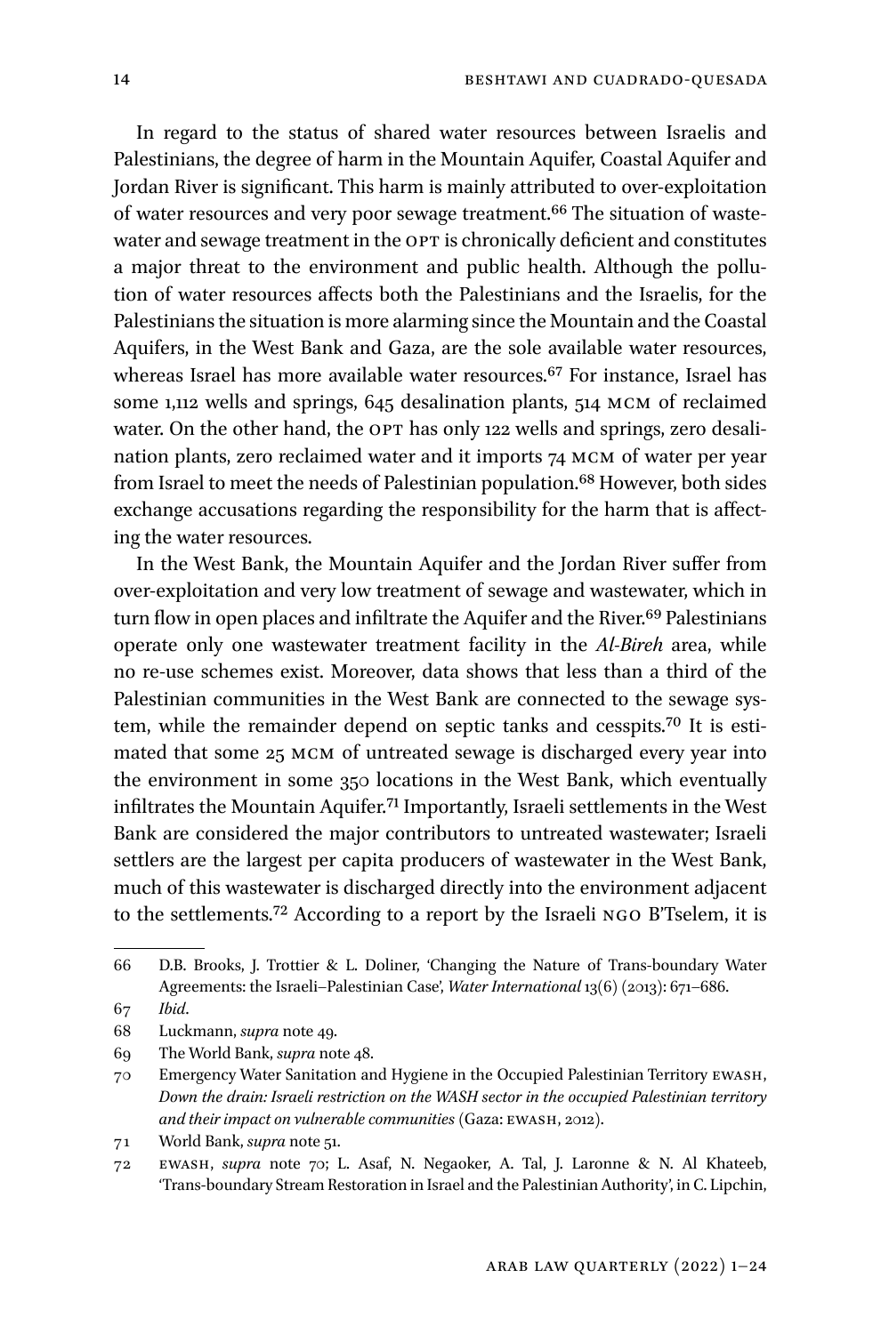In regard to the status of shared water resources between Israelis and Palestinians, the degree of harm in the Mountain Aquifer, Coastal Aquifer and Jordan River is significant. This harm is mainly attributed to over-exploitation of water resources and very poor sewage treatment.[66] The situation of wastewater and sewage treatment in the OPT is chronically deficient and constitutes a major threat to the environment and public health. Although the pollution of water resources affects both the Palestinians and the Israelis, for the Palestinians the situation is more alarming since the Mountain and the Coastal Aquifers, in the West Bank and Gaza, are the sole available water resources, whereas Israel has more available water resources.[67] For instance, Israel has some 1,112 wells and springs, 645 desalination plants, 514 MCM of reclaimed water. On the other hand, the OPT has only 122 wells and springs, zero desalination plants, zero reclaimed water and it imports 74 MCM of water per year from Israel to meet the needs of Palestinian population.[68] However, both sides exchange accusations regarding the responsibility for the harm that is affecting the water resources.

In the West Bank, the Mountain Aquifer and the Jordan River suffer from over-exploitation and very low treatment of sewage and wastewater, which in turn flow in open places and infiltrate the Aquifer and the River.[69] Palestinians operate only one wastewater treatment facility in the *Al-Bireh* area, while no re-use schemes exist. Moreover, data shows that less than a third of the Palestinian communities in the West Bank are connected to the sewage system, while the remainder depend on septic tanks and cesspits.[70] It is estimated that some 25 MCM of untreated sewage is discharged every year into the environment in some 350 locations in the West Bank, which eventually infiltrates the Mountain Aquifer.[71] Importantly, Israeli settlements in the West Bank are considered the major contributors to untreated wastewater; Israeli settlers are the largest per capita producers of wastewater in the West Bank, much of this wastewater is discharged directly into the environment adjacent to the settlements.[72] According to a report by the Israeli NGO B'Tselem, it is

---

66 D.B. Brooks, J. Trottier & L. Doliner, 'Changing the Nature of Trans-boundary Water Agreements: the Israeli–Palestinian Case', *Water International* 13(6) (2013): 671–686.

67 *Ibid*.

68 Luckmann, *supra* note 49.

69 The World Bank, *supra* note 48.

70 Emergency Water Sanitation and Hygiene in the Occupied Palestinian Territory EWASH, *Down the drain: Israeli restriction on the WASH sector in the occupied Palestinian territory and their impact on vulnerable communities* (Gaza: EWASH, 2012).

71 World Bank, *supra* note 51.

72 EWASH, *supra* note 70; L. Asaf, N. Negaoker, A. Tal, J. Laronne & N. Al Khateeb, 'Trans-boundary Stream Restoration in Israel and the Palestinian Authority', in C. Lipchin,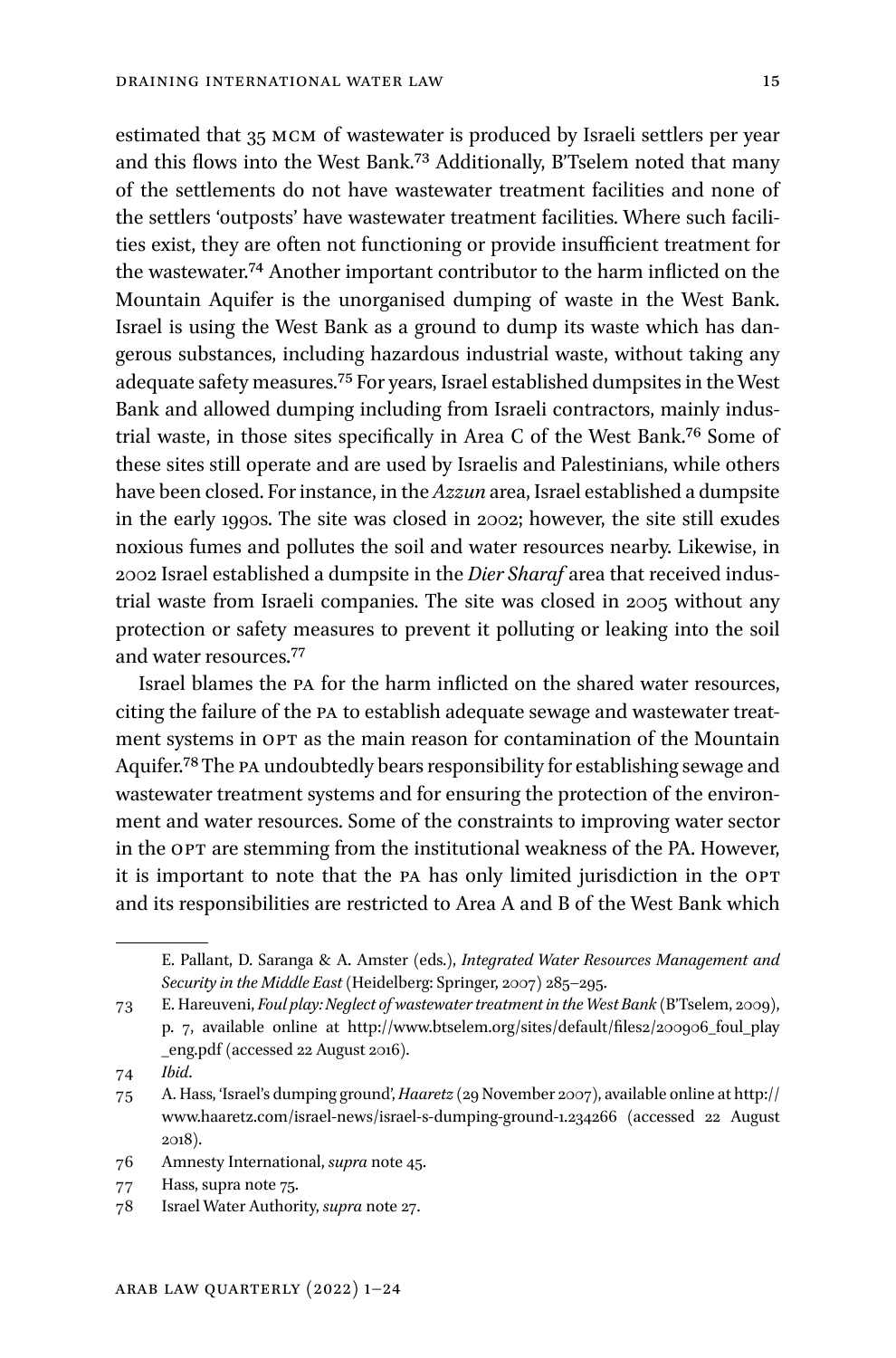estimated that 35 MCM of wastewater is produced by Israeli settlers per year and this flows into the West Bank.[73] Additionally, B'Tselem noted that many of the settlements do not have wastewater treatment facilities and none of the settlers 'outposts' have wastewater treatment facilities. Where such facilities exist, they are often not functioning or provide insufficient treatment for the wastewater.[74] Another important contributor to the harm inflicted on the Mountain Aquifer is the unorganised dumping of waste in the West Bank. Israel is using the West Bank as a ground to dump its waste which has dangerous substances, including hazardous industrial waste, without taking any adequate safety measures.[75] For years, Israel established dumpsites in the West Bank and allowed dumping including from Israeli contractors, mainly industrial waste, in those sites specifically in Area C of the West Bank.[76] Some of these sites still operate and are used by Israelis and Palestinians, while others have been closed. For instance, in the *Azzun* area, Israel established a dumpsite in the early 1990s. The site was closed in 2002; however, the site still exudes noxious fumes and pollutes the soil and water resources nearby. Likewise, in 2002 Israel established a dumpsite in the *Dier Sharaf* area that received industrial waste from Israeli companies. The site was closed in 2005 without any protection or safety measures to prevent it polluting or leaking into the soil and water resources.[77]

Israel blames the PA for the harm inflicted on the shared water resources, citing the failure of the PA to establish adequate sewage and wastewater treatment systems in OPT as the main reason for contamination of the Mountain Aquifer.[78] The PA undoubtedly bears responsibility for establishing sewage and wastewater treatment systems and for ensuring the protection of the environment and water resources. Some of the constraints to improving water sector in the OPT are stemming from the institutional weakness of the PA. However, it is important to note that the PA has only limited jurisdiction in the OPT and its responsibilities are restricted to Area A and B of the West Bank which

---

E. Pallant, D. Saranga & A. Amster (eds.), *Integrated Water Resources Management and Security in the Middle East* (Heidelberg: Springer, 2007) 285–295.

73 E. Hareuveni, *Foul play: Neglect of wastewater treatment in the West Bank* (B'Tselem, 2009), p. 7, available online at http://www.btselem.org/sites/default/files2/200906_foul_play_eng.pdf (accessed 22 August 2016).

74 *Ibid*.

75 A. Hass, 'Israel's dumping ground', *Haaretz* (29 November 2007), available online at http://www.haaretz.com/israel-news/israel-s-dumping-ground-1.234266 (accessed 22 August 2018).

76 Amnesty International, *supra* note 45.

77 Hass, supra note 75.

78 Israel Water Authority, *supra* note 27.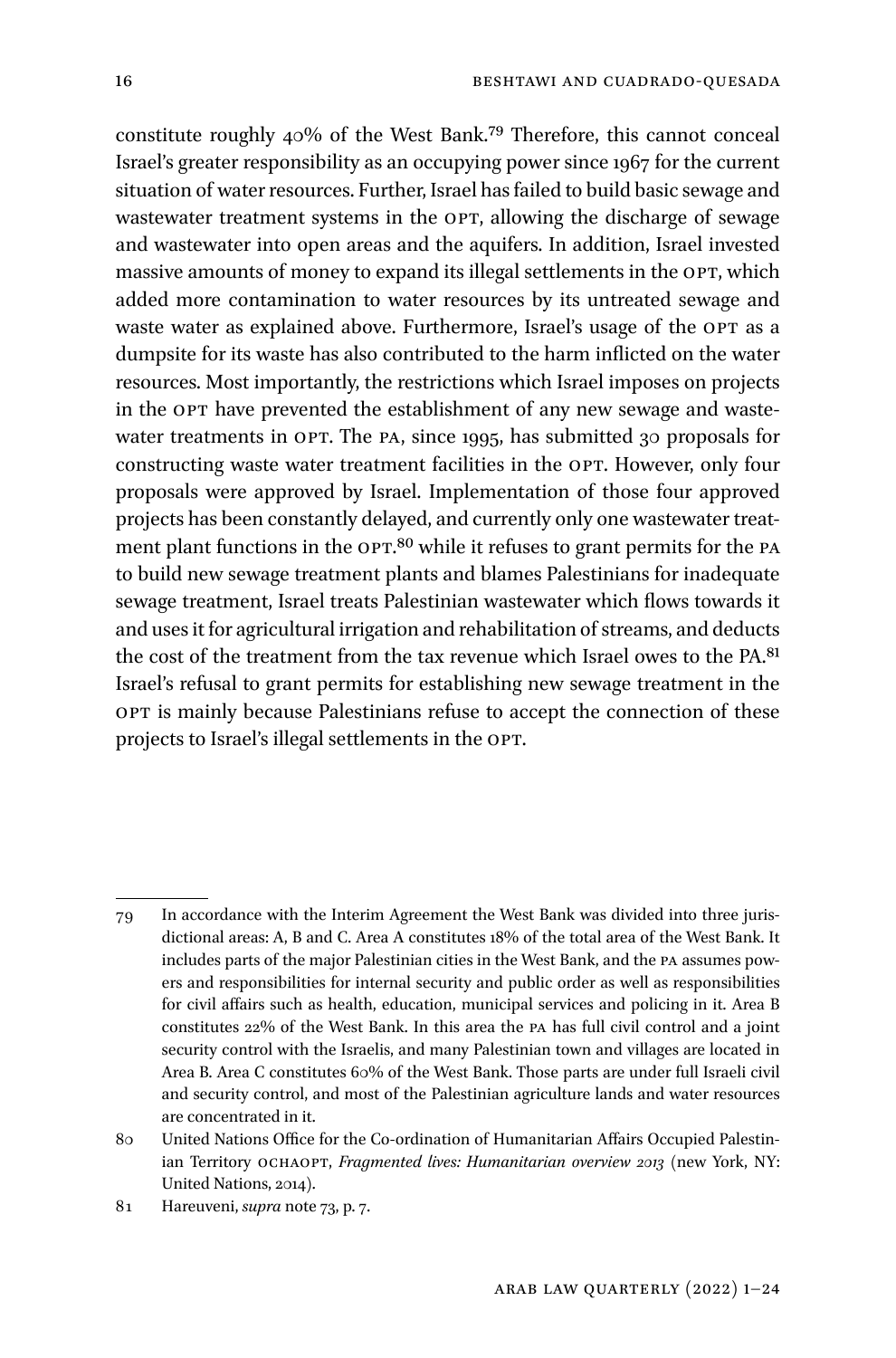constitute roughly 40% of the West Bank.[79] Therefore, this cannot conceal Israel's greater responsibility as an occupying power since 1967 for the current situation of water resources. Further, Israel has failed to build basic sewage and wastewater treatment systems in the OPT, allowing the discharge of sewage and wastewater into open areas and the aquifers. In addition, Israel invested massive amounts of money to expand its illegal settlements in the OPT, which added more contamination to water resources by its untreated sewage and waste water as explained above. Furthermore, Israel's usage of the OPT as a dumpsite for its waste has also contributed to the harm inflicted on the water resources. Most importantly, the restrictions which Israel imposes on projects in the OPT have prevented the establishment of any new sewage and wastewater treatments in OPT. The PA, since 1995, has submitted 30 proposals for constructing waste water treatment facilities in the OPT. However, only four proposals were approved by Israel. Implementation of those four approved projects has been constantly delayed, and currently only one wastewater treatment plant functions in the OPT.[80] while it refuses to grant permits for the PA to build new sewage treatment plants and blames Palestinians for inadequate sewage treatment, Israel treats Palestinian wastewater which flows towards it and uses it for agricultural irrigation and rehabilitation of streams, and deducts the cost of the treatment from the tax revenue which Israel owes to the PA.[81] Israel's refusal to grant permits for establishing new sewage treatment in the OPT is mainly because Palestinians refuse to accept the connection of these projects to Israel's illegal settlements in the OPT.

---

79 In accordance with the Interim Agreement the West Bank was divided into three jurisdictional areas: A, B and C. Area A constitutes 18% of the total area of the West Bank. It includes parts of the major Palestinian cities in the West Bank, and the PA assumes powers and responsibilities for internal security and public order as well as responsibilities for civil affairs such as health, education, municipal services and policing in it. Area B constitutes 22% of the West Bank. In this area the PA has full civil control and a joint security control with the Israelis, and many Palestinian town and villages are located in Area B. Area C constitutes 60% of the West Bank. Those parts are under full Israeli civil and security control, and most of the Palestinian agriculture lands and water resources are concentrated in it.

80 United Nations Office for the Co-ordination of Humanitarian Affairs Occupied Palestinian Territory OCHAOPT, *Fragmented lives: Humanitarian overview 2013* (new York, NY: United Nations, 2014).

81 Hareuveni, *supra* note 73, p. 7.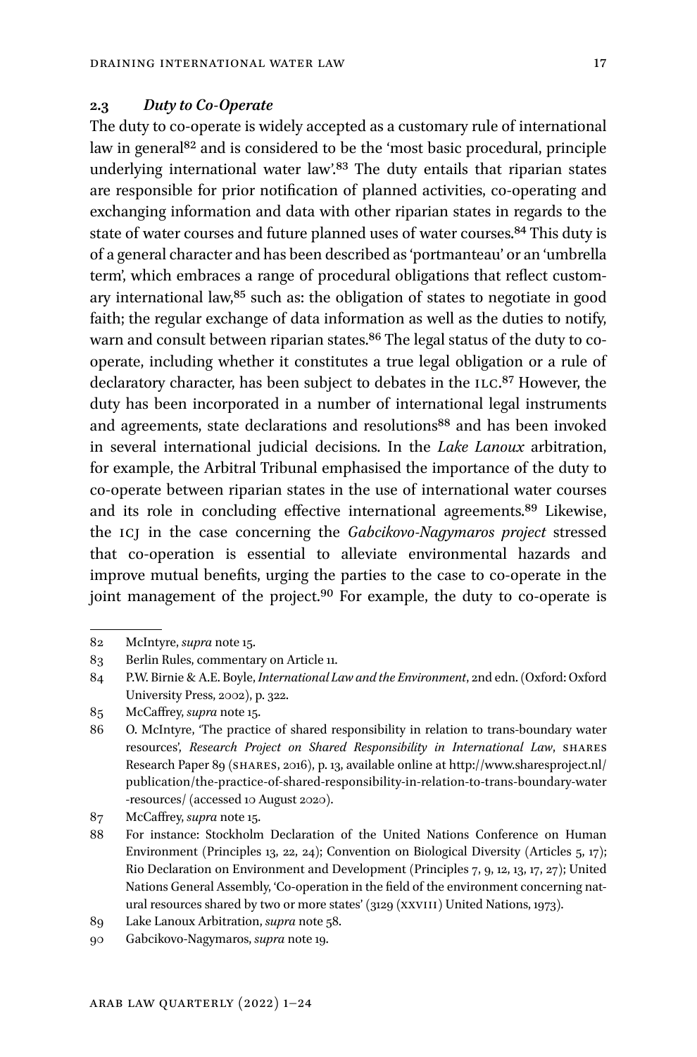### 2.3 *Duty to Co-Operate*

The duty to co-operate is widely accepted as a customary rule of international law in general[82] and is considered to be the 'most basic procedural, principle underlying international water law'.[83] The duty entails that riparian states are responsible for prior notification of planned activities, co-operating and exchanging information and data with other riparian states in regards to the state of water courses and future planned uses of water courses.[84] This duty is of a general character and has been described as 'portmanteau' or an 'umbrella term', which embraces a range of procedural obligations that reflect customary international law,[85] such as: the obligation of states to negotiate in good faith; the regular exchange of data information as well as the duties to notify, warn and consult between riparian states.[86] The legal status of the duty to co-operate, including whether it constitutes a true legal obligation or a rule of declaratory character, has been subject to debates in the ILC.[87] However, the duty has been incorporated in a number of international legal instruments and agreements, state declarations and resolutions[88] and has been invoked in several international judicial decisions. In the *Lake Lanoux* arbitration, for example, the Arbitral Tribunal emphasised the importance of the duty to co-operate between riparian states in the use of international water courses and its role in concluding effective international agreements.[89] Likewise, the ICJ in the case concerning the *Gabcikovo-Nagymaros project* stressed that co-operation is essential to alleviate environmental hazards and improve mutual benefits, urging the parties to the case to co-operate in the joint management of the project.[90] For example, the duty to co-operate is

---

82 McIntyre, *supra* note 15.

83 Berlin Rules, commentary on Article 11.

84 P.W. Birnie & A.E. Boyle, *International Law and the Environment*, 2nd edn. (Oxford: Oxford University Press, 2002), p. 322.

85 McCaffrey, *supra* note 15.

86 O. McIntyre, 'The practice of shared responsibility in relation to trans-boundary water resources', *Research Project on Shared Responsibility in International Law*, SHARES Research Paper 89 (SHARES, 2016), p. 13, available online at http://www.sharesproject.nl/publication/the-practice-of-shared-responsibility-in-relation-to-trans-boundary-water-resources/ (accessed 10 August 2020).

87 McCaffrey, *supra* note 15.

88 For instance: Stockholm Declaration of the United Nations Conference on Human Environment (Principles 13, 22, 24); Convention on Biological Diversity (Articles 5, 17); Rio Declaration on Environment and Development (Principles 7, 9, 12, 13, 17, 27); United Nations General Assembly, 'Co-operation in the field of the environment concerning natural resources shared by two or more states' (3129 (XXVIII) United Nations, 1973).

89 Lake Lanoux Arbitration, *supra* note 58.

90 Gabcikovo-Nagymaros, *supra* note 19.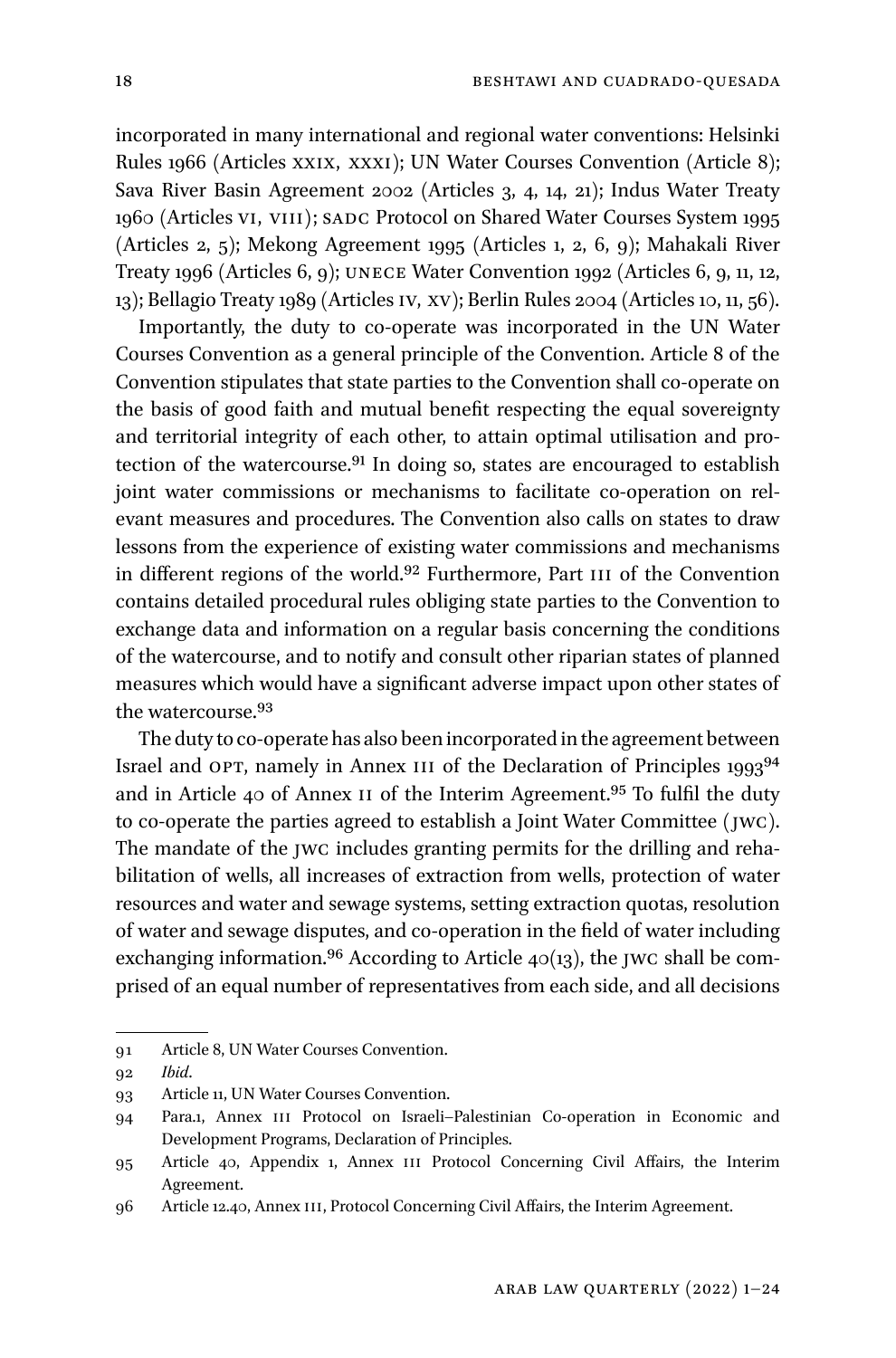incorporated in many international and regional water conventions: Helsinki Rules 1966 (Articles XXIX, XXXI); UN Water Courses Convention (Article 8); Sava River Basin Agreement 2002 (Articles 3, 4, 14, 21); Indus Water Treaty 1960 (Articles VI, VIII); SADC Protocol on Shared Water Courses System 1995 (Articles 2, 5); Mekong Agreement 1995 (Articles 1, 2, 6, 9); Mahakali River Treaty 1996 (Articles 6, 9); UNECE Water Convention 1992 (Articles 6, 9, 11, 12, 13); Bellagio Treaty 1989 (Articles IV, XV); Berlin Rules 2004 (Articles 10, 11, 56).

Importantly, the duty to co-operate was incorporated in the UN Water Courses Convention as a general principle of the Convention. Article 8 of the Convention stipulates that state parties to the Convention shall co-operate on the basis of good faith and mutual benefit respecting the equal sovereignty and territorial integrity of each other, to attain optimal utilisation and protection of the watercourse.[91] In doing so, states are encouraged to establish joint water commissions or mechanisms to facilitate co-operation on relevant measures and procedures. The Convention also calls on states to draw lessons from the experience of existing water commissions and mechanisms in different regions of the world.[92] Furthermore, Part III of the Convention contains detailed procedural rules obliging state parties to the Convention to exchange data and information on a regular basis concerning the conditions of the watercourse, and to notify and consult other riparian states of planned measures which would have a significant adverse impact upon other states of the watercourse.[93]

The duty to co-operate has also been incorporated in the agreement between Israel and OPT, namely in Annex III of the Declaration of Principles 1993[94] and in Article 40 of Annex II of the Interim Agreement.[95] To fulfil the duty to co-operate the parties agreed to establish a Joint Water Committee (JWC). The mandate of the JWC includes granting permits for the drilling and rehabilitation of wells, all increases of extraction from wells, protection of water resources and water and sewage systems, setting extraction quotas, resolution of water and sewage disputes, and co-operation in the field of water including exchanging information.[96] According to Article 40(13), the JWC shall be comprised of an equal number of representatives from each side, and all decisions

---

91 Article 8, UN Water Courses Convention.

92 *Ibid.*

93 Article 11, UN Water Courses Convention.

94 Para.1, Annex III Protocol on Israeli–Palestinian Co-operation in Economic and Development Programs, Declaration of Principles.

95 Article 40, Appendix 1, Annex III Protocol Concerning Civil Affairs, the Interim Agreement.

96 Article 12.40, Annex III, Protocol Concerning Civil Affairs, the Interim Agreement.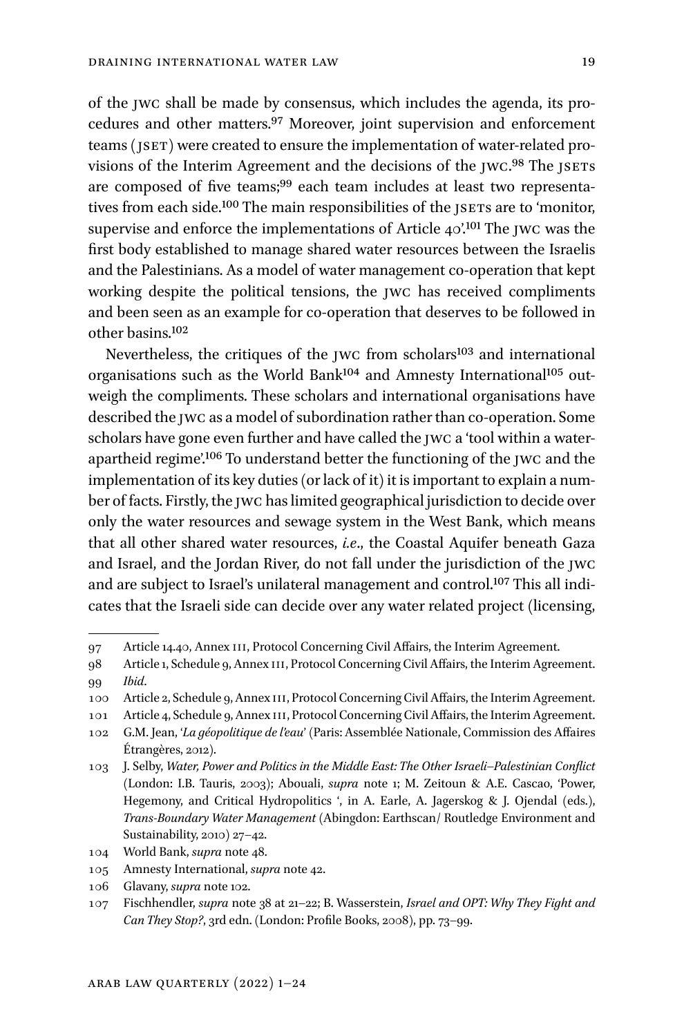of the JWC shall be made by consensus, which includes the agenda, its procedures and other matters.[97] Moreover, joint supervision and enforcement teams (JSET) were created to ensure the implementation of water-related provisions of the Interim Agreement and the decisions of the JWC.[98] The JSETs are composed of five teams;[99] each team includes at least two representatives from each side.[100] The main responsibilities of the JSETs are to 'monitor, supervise and enforce the implementations of Article 40'.[101] The JWC was the first body established to manage shared water resources between the Israelis and the Palestinians. As a model of water management co-operation that kept working despite the political tensions, the JWC has received compliments and been seen as an example for co-operation that deserves to be followed in other basins.[102]

Nevertheless, the critiques of the JWC from scholars[103] and international organisations such as the World Bank[104] and Amnesty International[105] outweigh the compliments. These scholars and international organisations have described the JWC as a model of subordination rather than co-operation. Some scholars have gone even further and have called the JWC a 'tool within a water-apartheid regime'.[106] To understand better the functioning of the JWC and the implementation of its key duties (or lack of it) it is important to explain a number of facts. Firstly, the JWC has limited geographical jurisdiction to decide over only the water resources and sewage system in the West Bank, which means that all other shared water resources, *i.e*., the Coastal Aquifer beneath Gaza and Israel, and the Jordan River, do not fall under the jurisdiction of the JWC and are subject to Israel's unilateral management and control.[107] This all indicates that the Israeli side can decide over any water related project (licensing,

---

97 Article 14.40, Annex III, Protocol Concerning Civil Affairs, the Interim Agreement.

98 Article 1, Schedule 9, Annex III, Protocol Concerning Civil Affairs, the Interim Agreement.

99 *Ibid*.

100 Article 2, Schedule 9, Annex III, Protocol Concerning Civil Affairs, the Interim Agreement.

101 Article 4, Schedule 9, Annex III, Protocol Concerning Civil Affairs, the Interim Agreement.

102 G.M. Jean, '*La géopolitique de l'eau*' (Paris: Assemblée Nationale, Commission des Affaires Étrangères, 2012).

103 J. Selby, *Water, Power and Politics in the Middle East: The Other Israeli–Palestinian Conflict* (London: I.B. Tauris, 2003); Abouali, *supra* note 1; M. Zeitoun & A.E. Cascao, 'Power, Hegemony, and Critical Hydropolitics ', in A. Earle, A. Jagerskog & J. Ojendal (eds.), *Trans-Boundary Water Management* (Abingdon: Earthscan/ Routledge Environment and Sustainability, 2010) 27–42.

104 World Bank, *supra* note 48.

105 Amnesty International, *supra* note 42.

106 Glavany, *supra* note 102.

107 Fischhendler, *supra* note 38 at 21–22; B. Wasserstein, *Israel and OPT: Why They Fight and Can They Stop?*, 3rd edn. (London: Profile Books, 2008), pp. 73–99.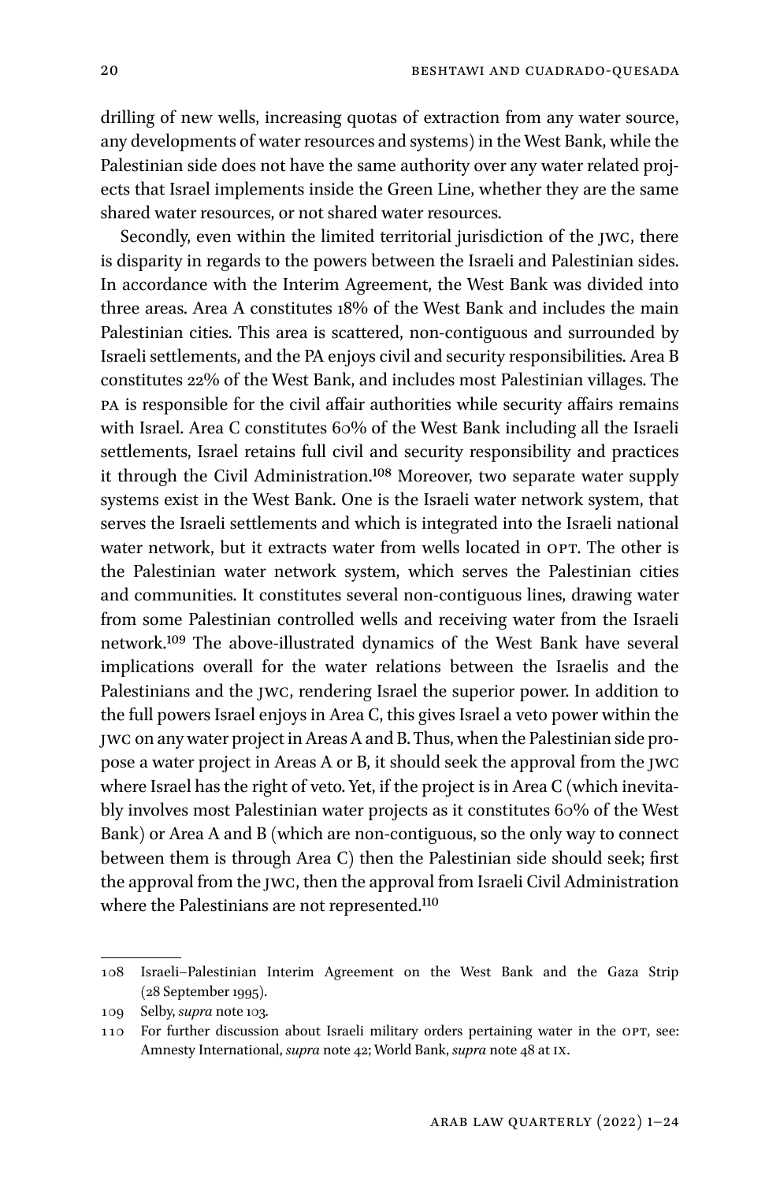drilling of new wells, increasing quotas of extraction from any water source, any developments of water resources and systems) in the West Bank, while the Palestinian side does not have the same authority over any water related projects that Israel implements inside the Green Line, whether they are the same shared water resources, or not shared water resources.

Secondly, even within the limited territorial jurisdiction of the JWC, there is disparity in regards to the powers between the Israeli and Palestinian sides. In accordance with the Interim Agreement, the West Bank was divided into three areas. Area A constitutes 18% of the West Bank and includes the main Palestinian cities. This area is scattered, non-contiguous and surrounded by Israeli settlements, and the PA enjoys civil and security responsibilities. Area B constitutes 22% of the West Bank, and includes most Palestinian villages. The PA is responsible for the civil affair authorities while security affairs remains with Israel. Area C constitutes 60% of the West Bank including all the Israeli settlements, Israel retains full civil and security responsibility and practices it through the Civil Administration.[108] Moreover, two separate water supply systems exist in the West Bank. One is the Israeli water network system, that serves the Israeli settlements and which is integrated into the Israeli national water network, but it extracts water from wells located in OPT. The other is the Palestinian water network system, which serves the Palestinian cities and communities. It constitutes several non-contiguous lines, drawing water from some Palestinian controlled wells and receiving water from the Israeli network.[109] The above-illustrated dynamics of the West Bank have several implications overall for the water relations between the Israelis and the Palestinians and the JWC, rendering Israel the superior power. In addition to the full powers Israel enjoys in Area C, this gives Israel a veto power within the JWC on any water project in Areas A and B. Thus, when the Palestinian side propose a water project in Areas A or B, it should seek the approval from the JWC where Israel has the right of veto. Yet, if the project is in Area C (which inevitably involves most Palestinian water projects as it constitutes 60% of the West Bank) or Area A and B (which are non-contiguous, so the only way to connect between them is through Area C) then the Palestinian side should seek; first the approval from the JWC, then the approval from Israeli Civil Administration where the Palestinians are not represented.[110]

---

108 Israeli–Palestinian Interim Agreement on the West Bank and the Gaza Strip (28 September 1995).

109 Selby, *supra* note 103.

110 For further discussion about Israeli military orders pertaining water in the OPT, see: Amnesty International, *supra* note 42; World Bank, *supra* note 48 at IX.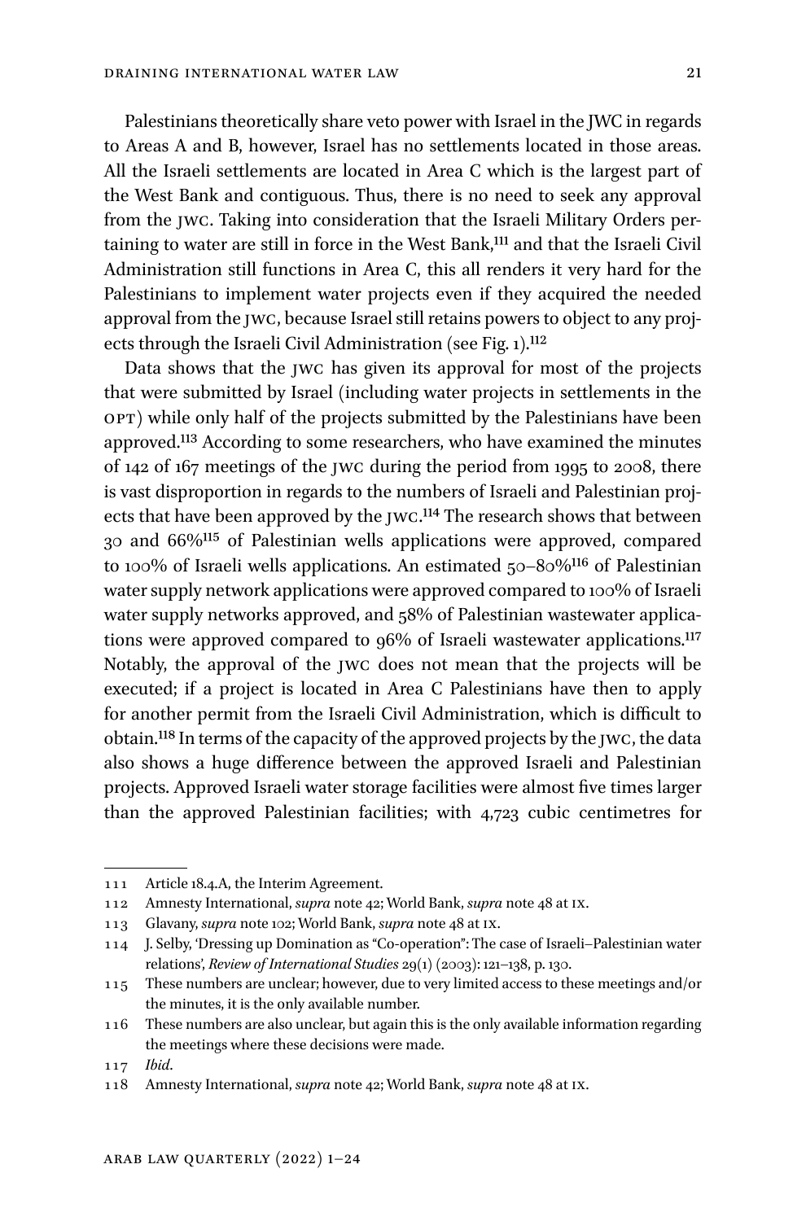Palestinians theoretically share veto power with Israel in the JWC in regards to Areas A and B, however, Israel has no settlements located in those areas. All the Israeli settlements are located in Area C which is the largest part of the West Bank and contiguous. Thus, there is no need to seek any approval from the JWC. Taking into consideration that the Israeli Military Orders pertaining to water are still in force in the West Bank,[111] and that the Israeli Civil Administration still functions in Area C, this all renders it very hard for the Palestinians to implement water projects even if they acquired the needed approval from the JWC, because Israel still retains powers to object to any projects through the Israeli Civil Administration (see Fig. 1).[112]

Data shows that the JWC has given its approval for most of the projects that were submitted by Israel (including water projects in settlements in the OPT) while only half of the projects submitted by the Palestinians have been approved.[113] According to some researchers, who have examined the minutes of 142 of 167 meetings of the JWC during the period from 1995 to 2008, there is vast disproportion in regards to the numbers of Israeli and Palestinian projects that have been approved by the JWC.[114] The research shows that between 30 and 66%[115] of Palestinian wells applications were approved, compared to 100% of Israeli wells applications. An estimated 50–80%[116] of Palestinian water supply network applications were approved compared to 100% of Israeli water supply networks approved, and 58% of Palestinian wastewater applications were approved compared to 96% of Israeli wastewater applications.[117] Notably, the approval of the JWC does not mean that the projects will be executed; if a project is located in Area C Palestinians have then to apply for another permit from the Israeli Civil Administration, which is difficult to obtain.[118] In terms of the capacity of the approved projects by the JWC, the data also shows a huge difference between the approved Israeli and Palestinian projects. Approved Israeli water storage facilities were almost five times larger than the approved Palestinian facilities; with 4,723 cubic centimetres for

---

111 Article 18.4.A, the Interim Agreement.

112 Amnesty International, *supra* note 42; World Bank, *supra* note 48 at IX.

113 Glavany, *supra* note 102; World Bank, *supra* note 48 at IX.

114 J. Selby, 'Dressing up Domination as "Co-operation": The case of Israeli–Palestinian water relations', *Review of International Studies* 29(1) (2003): 121–138, p. 130.

115 These numbers are unclear; however, due to very limited access to these meetings and/or the minutes, it is the only available number.

116 These numbers are also unclear, but again this is the only available information regarding the meetings where these decisions were made.

117 *Ibid*.

118 Amnesty International, *supra* note 42; World Bank, *supra* note 48 at IX.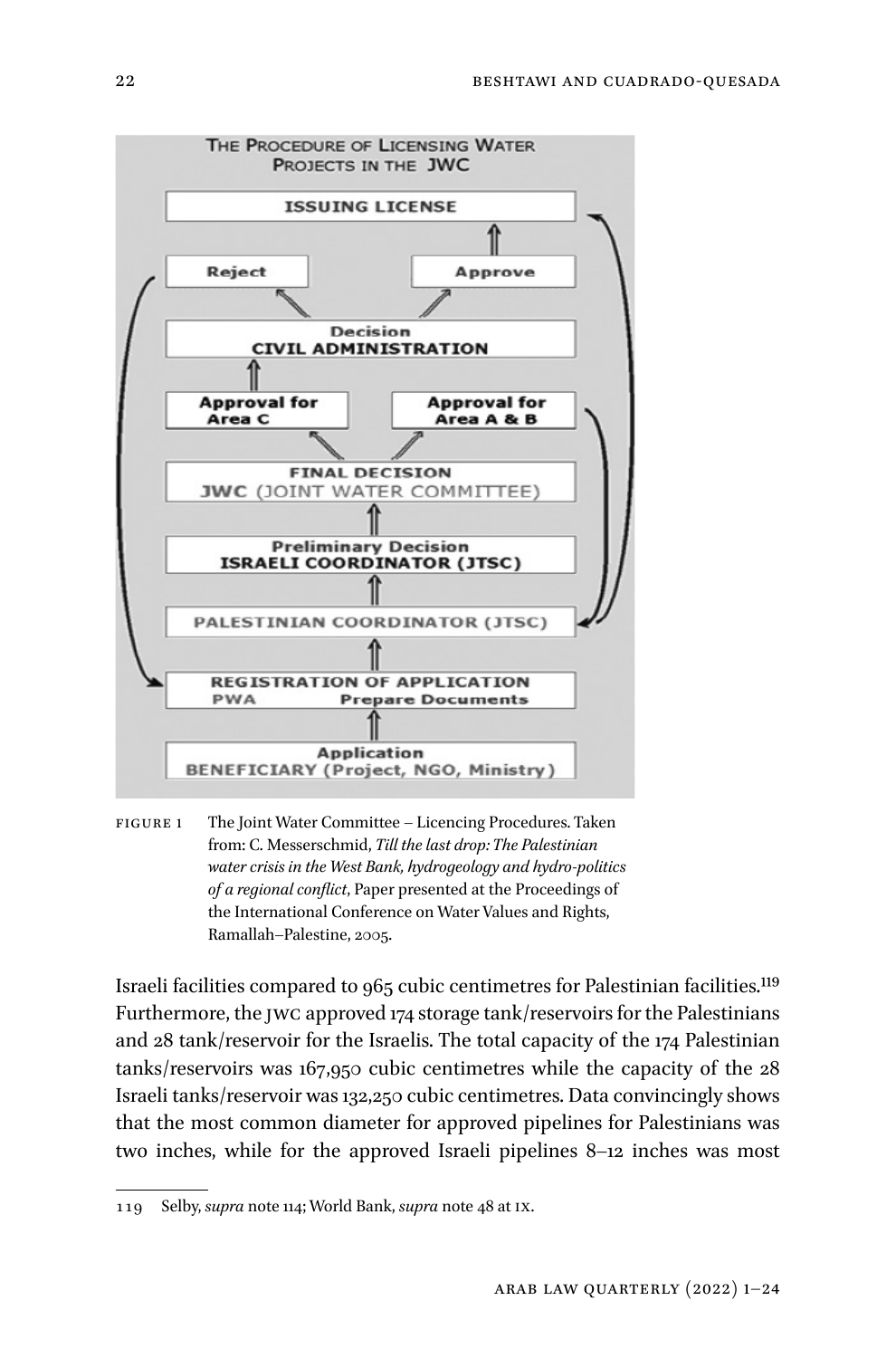FIGURE 1 The Joint Water Committee – Licencing Procedures. Taken from: C. Messerschmid, *Till the last drop: The Palestinian water crisis in the West Bank, hydrogeology and hydro-politics of a regional conflict*, Paper presented at the Proceedings of the International Conference on Water Values and Rights, Ramallah–Palestine, 2005.

Israeli facilities compared to 965 cubic centimetres for Palestinian facilities.[119] Furthermore, the JWC approved 174 storage tank/reservoirs for the Palestinians and 28 tank/reservoir for the Israelis. The total capacity of the 174 Palestinian tanks/reservoirs was 167,950 cubic centimetres while the capacity of the 28 Israeli tanks/reservoir was 132,250 cubic centimetres. Data convincingly shows that the most common diameter for approved pipelines for Palestinians was two inches, while for the approved Israeli pipelines 8–12 inches was most

---

119 Selby, *supra* note 114; World Bank, *supra* note 48 at IX.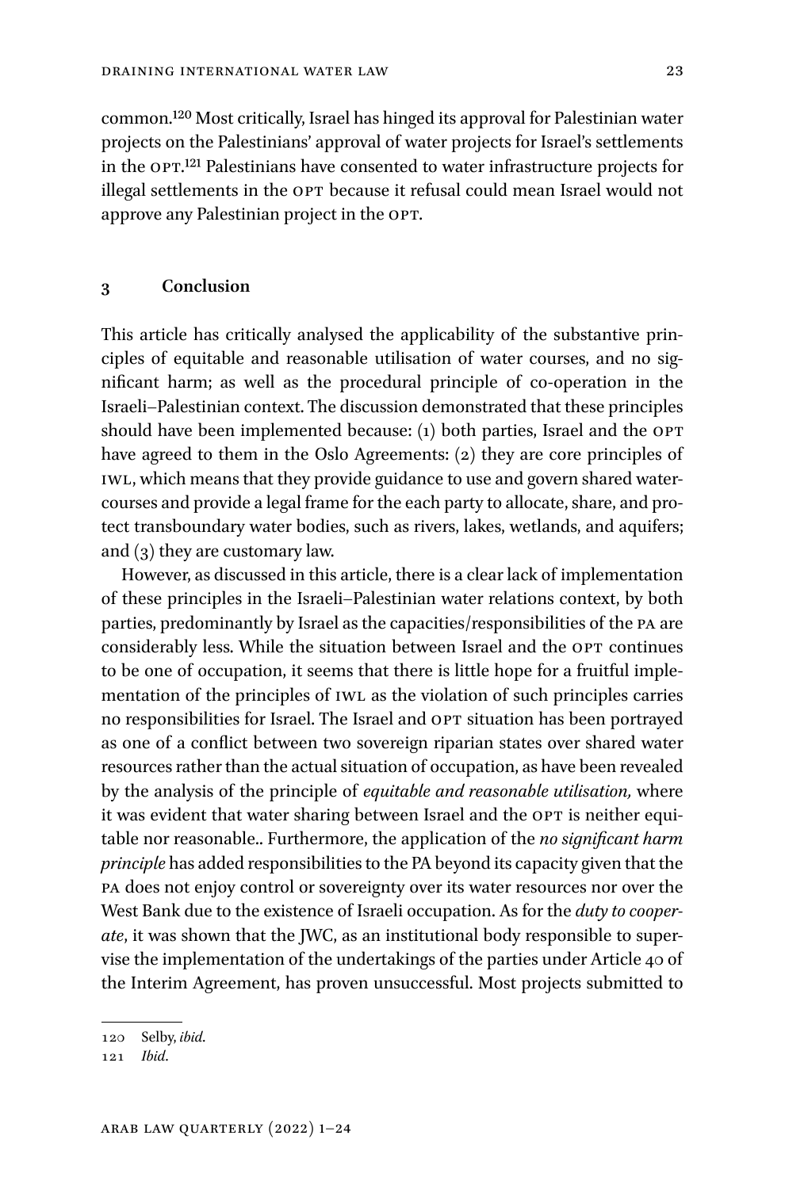common.[120] Most critically, Israel has hinged its approval for Palestinian water projects on the Palestinians' approval of water projects for Israel's settlements in the OPT.[121] Palestinians have consented to water infrastructure projects for illegal settlements in the OPT because it refusal could mean Israel would not approve any Palestinian project in the OPT.

## 3 Conclusion

This article has critically analysed the applicability of the substantive principles of equitable and reasonable utilisation of water courses, and no significant harm; as well as the procedural principle of co-operation in the Israeli–Palestinian context. The discussion demonstrated that these principles should have been implemented because: (1) both parties, Israel and the OPT have agreed to them in the Oslo Agreements: (2) they are core principles of IWL, which means that they provide guidance to use and govern shared watercourses and provide a legal frame for the each party to allocate, share, and protect transboundary water bodies, such as rivers, lakes, wetlands, and aquifers; and (3) they are customary law.

However, as discussed in this article, there is a clear lack of implementation of these principles in the Israeli–Palestinian water relations context, by both parties, predominantly by Israel as the capacities/responsibilities of the PA are considerably less. While the situation between Israel and the OPT continues to be one of occupation, it seems that there is little hope for a fruitful implementation of the principles of IWL as the violation of such principles carries no responsibilities for Israel. The Israel and OPT situation has been portrayed as one of a conflict between two sovereign riparian states over shared water resources rather than the actual situation of occupation, as have been revealed by the analysis of the principle of *equitable and reasonable utilisation,* where it was evident that water sharing between Israel and the OPT is neither equitable nor reasonable.. Furthermore, the application of the *no significant harm principle* has added responsibilities to the PA beyond its capacity given that the PA does not enjoy control or sovereignty over its water resources nor over the West Bank due to the existence of Israeli occupation. As for the *duty to cooperate*, it was shown that the JWC, as an institutional body responsible to supervise the implementation of the undertakings of the parties under Article 40 of the Interim Agreement, has proven unsuccessful. Most projects submitted to

---

120 Selby, *ibid*.

121 *Ibid*.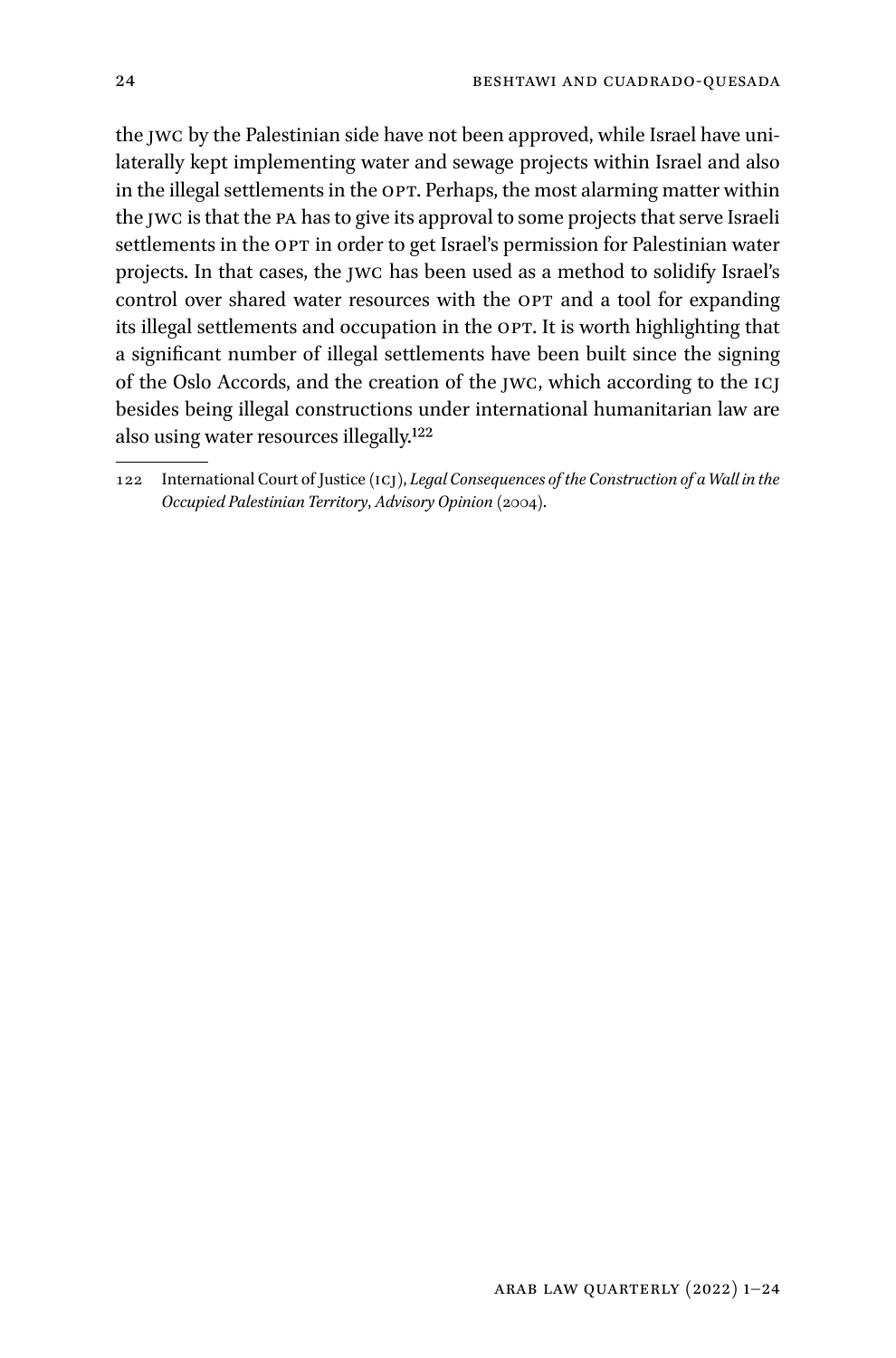the JWC by the Palestinian side have not been approved, while Israel have unilaterally kept implementing water and sewage projects within Israel and also in the illegal settlements in the OPT. Perhaps, the most alarming matter within the JWC is that the PA has to give its approval to some projects that serve Israeli settlements in the OPT in order to get Israel's permission for Palestinian water projects. In that cases, the JWC has been used as a method to solidify Israel's control over shared water resources with the OPT and a tool for expanding its illegal settlements and occupation in the OPT. It is worth highlighting that a significant number of illegal settlements have been built since the signing of the Oslo Accords, and the creation of the JWC, which according to the ICJ besides being illegal constructions under international humanitarian law are also using water resources illegally.[122]

---

122 International Court of Justice (ICJ), *Legal Consequences of the Construction of a Wall in the Occupied Palestinian Territory, Advisory Opinion* (2004).